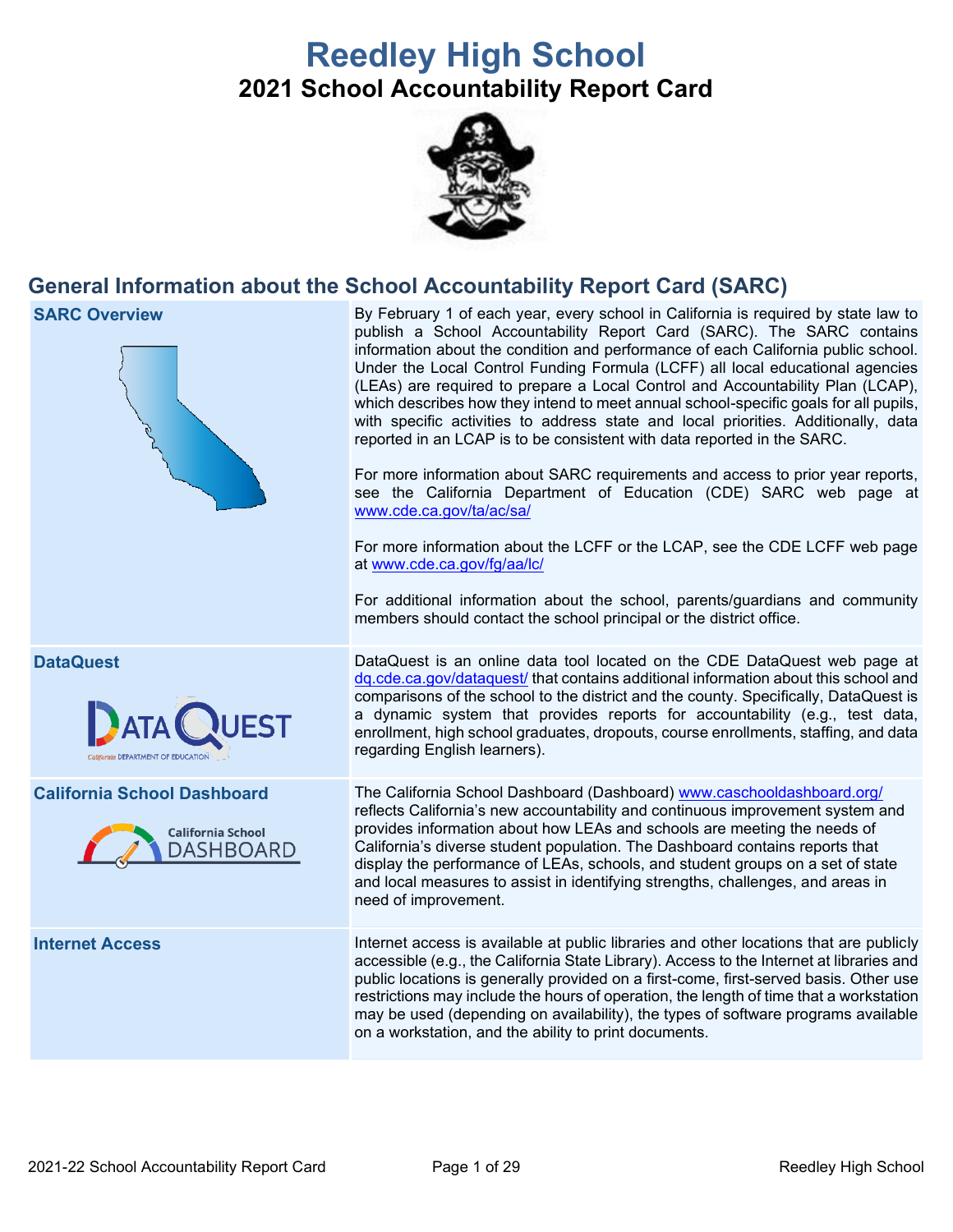# Reedley High School

## 2021 School Accountability Report Card

## General Information about the School Accountability Report Card (SARC)

| | |
|---|---|
| **SARC Overview** | By February 1 of each year, every school in California is required by state law to publish a School Accountability Report Card (SARC). The SARC contains information about the condition and performance of each California public school. Under the Local Control Funding Formula (LCFF) all local educational agencies (LEAs) are required to prepare a Local Control and Accountability Plan (LCAP), which describes how they intend to meet annual school-specific goals for all pupils, with specific activities to address state and local priorities. Additionally, data reported in an LCAP is to be consistent with data reported in the SARC.<br><br>For more information about SARC requirements and access to prior year reports, see the California Department of Education (CDE) SARC web page at www.cde.ca.gov/ta/ac/sa/<br><br>For more information about the LCFF or the LCAP, see the CDE LCFF web page at www.cde.ca.gov/fg/aa/lc/<br><br>For additional information about the school, parents/guardians and community members should contact the school principal or the district office. |
| **DataQuest** | DataQuest is an online data tool located on the CDE DataQuest web page at dq.cde.ca.gov/dataquest/ that contains additional information about this school and comparisons of the school to the district and the county. Specifically, DataQuest is a dynamic system that provides reports for accountability (e.g., test data, enrollment, high school graduates, dropouts, course enrollments, staffing, and data regarding English learners). |
| **California School Dashboard** | The California School Dashboard (Dashboard) www.caschooldashboard.org/ reflects California's new accountability and continuous improvement system and provides information about how LEAs and schools are meeting the needs of California's diverse student population. The Dashboard contains reports that display the performance of LEAs, schools, and student groups on a set of state and local measures to assist in identifying strengths, challenges, and areas in need of improvement. |
| **Internet Access** | Internet access is available at public libraries and other locations that are publicly accessible (e.g., the California State Library). Access to the Internet at libraries and public locations is generally provided on a first-come, first-served basis. Other use restrictions may include the hours of operation, the length of time that a workstation may be used (depending on availability), the types of software programs available on a workstation, and the ability to print documents. |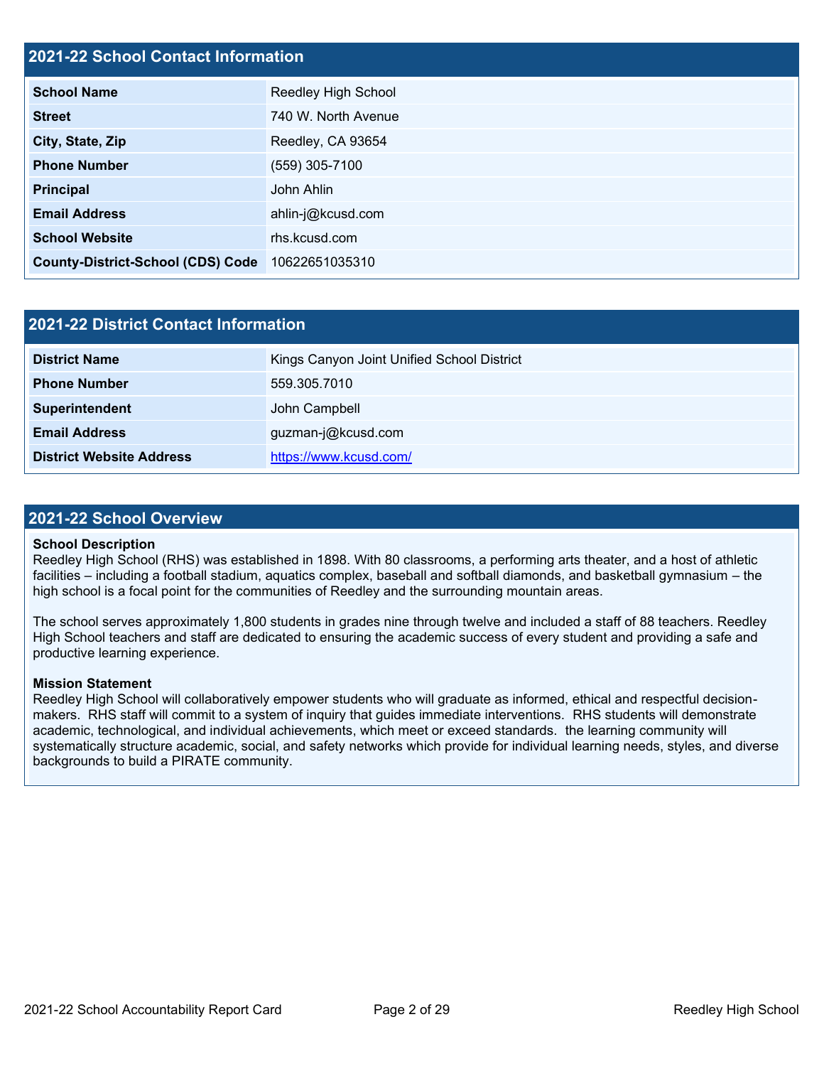## 2021-22 School Contact Information

| School Name | Reedley High School |
|---|---|
| Street | 740 W. North Avenue |
| City, State, Zip | Reedley, CA 93654 |
| Phone Number | (559) 305-7100 |
| Principal | John Ahlin |
| Email Address | ahlin-j@kcusd.com |
| School Website | rhs.kcusd.com |
| County-District-School (CDS) Code | 10622651035310 |

## 2021-22 District Contact Information

| District Name | Kings Canyon Joint Unified School District |
|---|---|
| Phone Number | 559.305.7010 |
| Superintendent | John Campbell |
| Email Address | guzman-j@kcusd.com |
| District Website Address | https://www.kcusd.com/ |

## 2021-22 School Overview

**School Description**
Reedley High School (RHS) was established in 1898. With 80 classrooms, a performing arts theater, and a host of athletic facilities – including a football stadium, aquatics complex, baseball and softball diamonds, and basketball gymnasium – the high school is a focal point for the communities of Reedley and the surrounding mountain areas.

The school serves approximately 1,800 students in grades nine through twelve and included a staff of 88 teachers. Reedley High School teachers and staff are dedicated to ensuring the academic success of every student and providing a safe and productive learning experience.

**Mission Statement**
Reedley High School will collaboratively empower students who will graduate as informed, ethical and respectful decision-makers. RHS staff will commit to a system of inquiry that guides immediate interventions. RHS students will demonstrate academic, technological, and individual achievements, which meet or exceed standards. the learning community will systematically structure academic, social, and safety networks which provide for individual learning needs, styles, and diverse backgrounds to build a PIRATE community.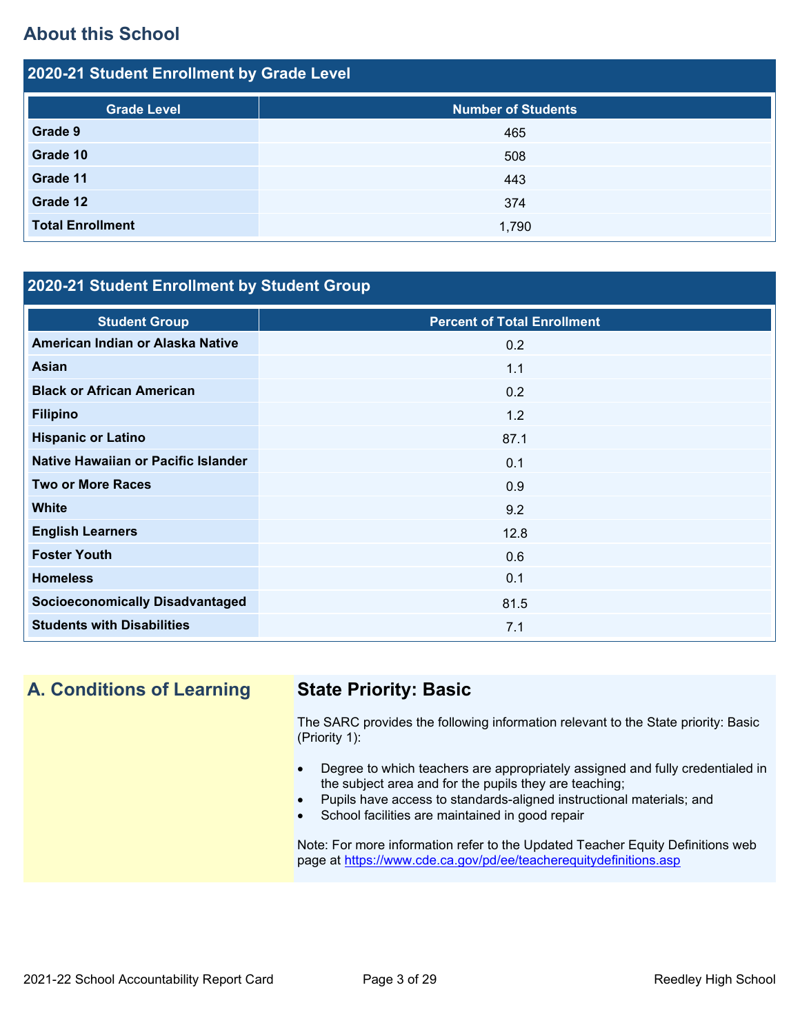## About this School

### 2020-21 Student Enrollment by Grade Level

| Grade Level | Number of Students |
|---|---|
| **Grade 9** | 465 |
| **Grade 10** | 508 |
| **Grade 11** | 443 |
| **Grade 12** | 374 |
| **Total Enrollment** | 1,790 |

### 2020-21 Student Enrollment by Student Group

| Student Group | Percent of Total Enrollment |
|---|---|
| **American Indian or Alaska Native** | 0.2 |
| **Asian** | 1.1 |
| **Black or African American** | 0.2 |
| **Filipino** | 1.2 |
| **Hispanic or Latino** | 87.1 |
| **Native Hawaiian or Pacific Islander** | 0.1 |
| **Two or More Races** | 0.9 |
| **White** | 9.2 |
| **English Learners** | 12.8 |
| **Foster Youth** | 0.6 |
| **Homeless** | 0.1 |
| **Socioeconomically Disadvantaged** | 81.5 |
| **Students with Disabilities** | 7.1 |

## A. Conditions of Learning

### State Priority: Basic

The SARC provides the following information relevant to the State priority: Basic (Priority 1):

- Degree to which teachers are appropriately assigned and fully credentialed in the subject area and for the pupils they are teaching;
- Pupils have access to standards-aligned instructional materials; and
- School facilities are maintained in good repair

Note: For more information refer to the Updated Teacher Equity Definitions web page at https://www.cde.ca.gov/pd/ee/teacherequitydefinitions.asp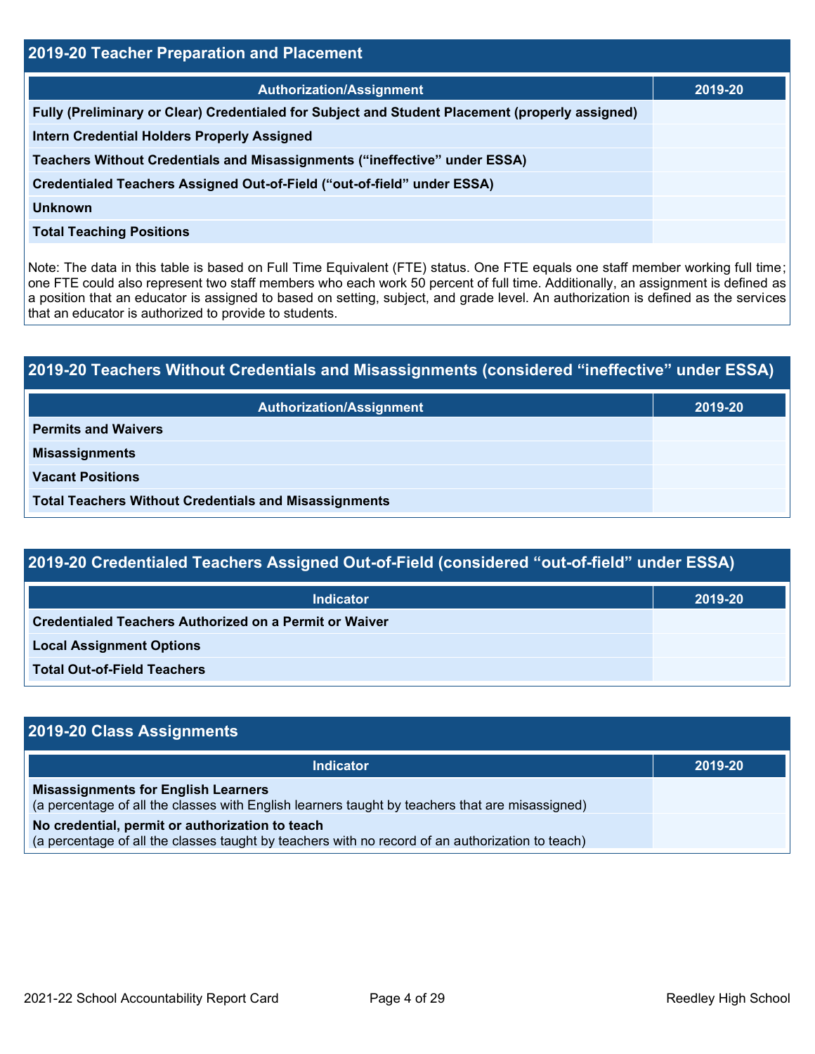## 2019-20 Teacher Preparation and Placement

| Authorization/Assignment | 2019-20 |
| --- | --- |
| **Fully (Preliminary or Clear) Credentialed for Subject and Student Placement (properly assigned)** | |
| **Intern Credential Holders Properly Assigned** | |
| **Teachers Without Credentials and Misassignments (“ineffective” under ESSA)** | |
| **Credentialed Teachers Assigned Out-of-Field (“out-of-field” under ESSA)** | |
| **Unknown** | |
| **Total Teaching Positions** | |

Note: The data in this table is based on Full Time Equivalent (FTE) status. One FTE equals one staff member working full time; one FTE could also represent two staff members who each work 50 percent of full time. Additionally, an assignment is defined as a position that an educator is assigned to based on setting, subject, and grade level. An authorization is defined as the services that an educator is authorized to provide to students.

## 2019-20 Teachers Without Credentials and Misassignments (considered “ineffective” under ESSA)

| Authorization/Assignment | 2019-20 |
| --- | --- |
| **Permits and Waivers** | |
| **Misassignments** | |
| **Vacant Positions** | |
| **Total Teachers Without Credentials and Misassignments** | |

## 2019-20 Credentialed Teachers Assigned Out-of-Field (considered “out-of-field” under ESSA)

| Indicator | 2019-20 |
| --- | --- |
| **Credentialed Teachers Authorized on a Permit or Waiver** | |
| **Local Assignment Options** | |
| **Total Out-of-Field Teachers** | |

## 2019-20 Class Assignments

| Indicator | 2019-20 |
| --- | --- |
| **Misassignments for English Learners** (a percentage of all the classes with English learners taught by teachers that are misassigned) | |
| **No credential, permit or authorization to teach** (a percentage of all the classes taught by teachers with no record of an authorization to teach) | |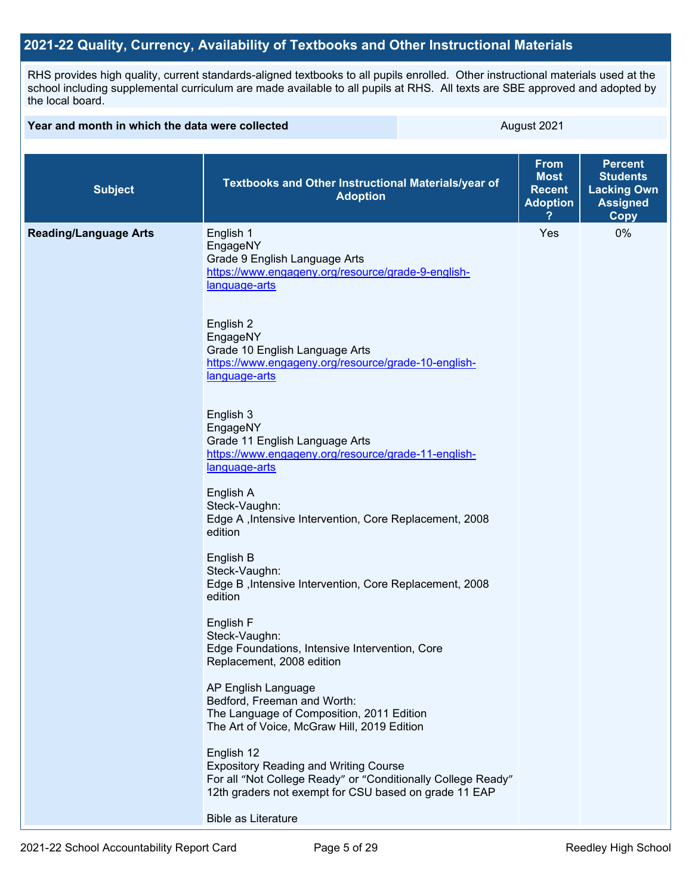## 2021-22 Quality, Currency, Availability of Textbooks and Other Instructional Materials

RHS provides high quality, current standards-aligned textbooks to all pupils enrolled. Other instructional materials used at the school including supplemental curriculum are made available to all pupils at RHS. All texts are SBE approved and adopted by the local board.

| Year and month in which the data were collected | August 2021 |
|---|---|

| Subject | Textbooks and Other Instructional Materials/year of Adoption | From Most Recent Adoption ? | Percent Students Lacking Own Assigned Copy |
|---|---|---|---|
| **Reading/Language Arts** | English 1<br>EngageNY<br>Grade 9 English Language Arts<br>https://www.engageny.org/resource/grade-9-english-language-arts<br><br>English 2<br>EngageNY<br>Grade 10 English Language Arts<br>https://www.engageny.org/resource/grade-10-english-language-arts<br><br>English 3<br>EngageNY<br>Grade 11 English Language Arts<br>https://www.engageny.org/resource/grade-11-english-language-arts<br><br>English A<br>Steck-Vaughn:<br>Edge A ,Intensive Intervention, Core Replacement, 2008 edition<br><br>English B<br>Steck-Vaughn:<br>Edge B ,Intensive Intervention, Core Replacement, 2008 edition<br><br>English F<br>Steck-Vaughn:<br>Edge Foundations, Intensive Intervention, Core Replacement, 2008 edition<br><br>AP English Language<br>Bedford, Freeman and Worth:<br>The Language of Composition, 2011 Edition<br>The Art of Voice, McGraw Hill, 2019 Edition<br><br>English 12<br>Expository Reading and Writing Course<br>For all "Not College Ready" or "Conditionally College Ready" 12th graders not exempt for CSU based on grade 11 EAP<br><br>Bible as Literature | Yes | 0% |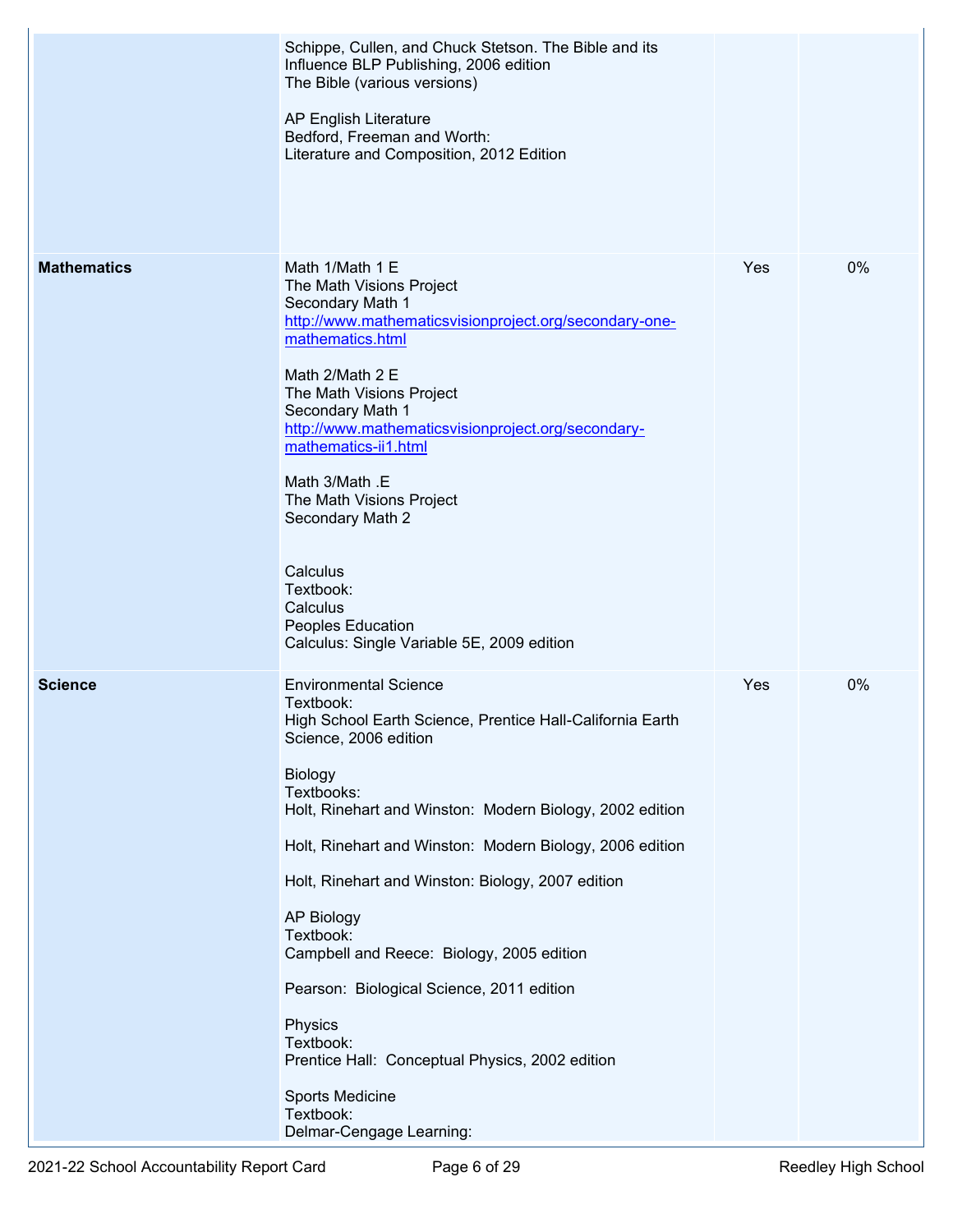| | | | |
|---|---|---|---|
| | Schippe, Cullen, and Chuck Stetson. The Bible and its Influence BLP Publishing, 2006 edition<br>The Bible (various versions)<br><br>AP English Literature<br>Bedford, Freeman and Worth:<br>Literature and Composition, 2012 Edition | | |
| **Mathematics** | Math 1/Math 1 E<br>The Math Visions Project<br>Secondary Math 1<br>http://www.mathematicsvisionproject.org/secondary-one-mathematics.html<br><br>Math 2/Math 2 E<br>The Math Visions Project<br>Secondary Math 1<br>http://www.mathematicsvisionproject.org/secondary-mathematics-ii1.html<br><br>Math 3/Math .E<br>The Math Visions Project<br>Secondary Math 2<br><br>Calculus<br>Textbook:<br>Calculus<br>Peoples Education<br>Calculus: Single Variable 5E, 2009 edition | Yes | 0% |
| **Science** | Environmental Science<br>Textbook:<br>High School Earth Science, Prentice Hall-California Earth Science, 2006 edition<br><br>Biology<br>Textbooks:<br>Holt, Rinehart and Winston: Modern Biology, 2002 edition<br><br>Holt, Rinehart and Winston: Modern Biology, 2006 edition<br><br>Holt, Rinehart and Winston: Biology, 2007 edition<br><br>AP Biology<br>Textbook:<br>Campbell and Reece: Biology, 2005 edition<br><br>Pearson: Biological Science, 2011 edition<br><br>Physics<br>Textbook:<br>Prentice Hall: Conceptual Physics, 2002 edition<br><br>Sports Medicine<br>Textbook:<br>Delmar-Cengage Learning: | Yes | 0% |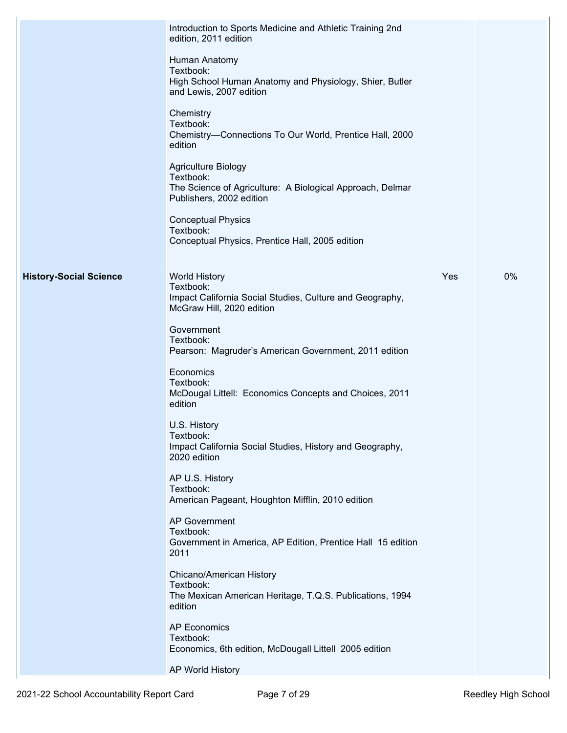| | | | |
|---|---|---|---|
| | Introduction to Sports Medicine and Athletic Training 2nd edition, 2011 edition<br><br>Human Anatomy<br>Textbook:<br>High School Human Anatomy and Physiology, Shier, Butler and Lewis, 2007 edition<br><br>Chemistry<br>Textbook:<br>Chemistry—Connections To Our World, Prentice Hall, 2000 edition<br><br>Agriculture Biology<br>Textbook:<br>The Science of Agriculture: A Biological Approach, Delmar Publishers, 2002 edition<br><br>Conceptual Physics<br>Textbook:<br>Conceptual Physics, Prentice Hall, 2005 edition | | |
| **History-Social Science** | World History<br>Textbook:<br>Impact California Social Studies, Culture and Geography, McGraw Hill, 2020 edition<br><br>Government<br>Textbook:<br>Pearson: Magruder's American Government, 2011 edition<br><br>Economics<br>Textbook:<br>McDougal Littell: Economics Concepts and Choices, 2011 edition<br><br>U.S. History<br>Textbook:<br>Impact California Social Studies, History and Geography, 2020 edition<br><br>AP U.S. History<br>Textbook:<br>American Pageant, Houghton Mifflin, 2010 edition<br><br>AP Government<br>Textbook:<br>Government in America, AP Edition, Prentice Hall 15 edition 2011<br><br>Chicano/American History<br>Textbook:<br>The Mexican American Heritage, T.Q.S. Publications, 1994 edition<br><br>AP Economics<br>Textbook:<br>Economics, 6th edition, McDougall Littell 2005 edition<br><br>AP World History | Yes | 0% |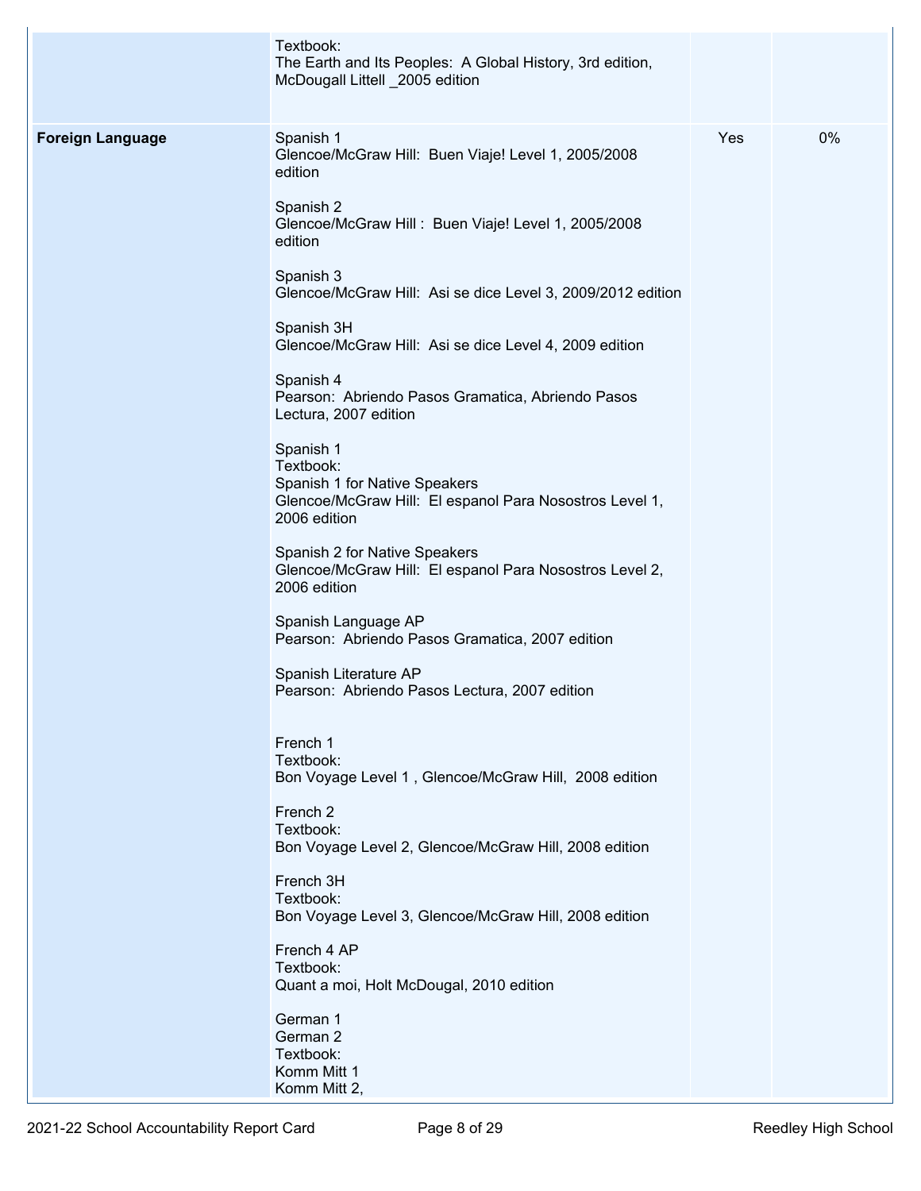| | | | |
|---|---|---|---|
| | Textbook:<br>The Earth and Its Peoples: A Global History, 3rd edition, McDougall Littell _2005 edition | | |
| **Foreign Language** | Spanish 1<br>Glencoe/McGraw Hill: Buen Viaje! Level 1, 2005/2008 edition<br><br>Spanish 2<br>Glencoe/McGraw Hill : Buen Viaje! Level 1, 2005/2008 edition<br><br>Spanish 3<br>Glencoe/McGraw Hill: Asi se dice Level 3, 2009/2012 edition<br><br>Spanish 3H<br>Glencoe/McGraw Hill: Asi se dice Level 4, 2009 edition<br><br>Spanish 4<br>Pearson: Abriendo Pasos Gramatica, Abriendo Pasos Lectura, 2007 edition<br><br>Spanish 1<br>Textbook:<br>Spanish 1 for Native Speakers<br>Glencoe/McGraw Hill: El espanol Para Nosostros Level 1, 2006 edition<br><br>Spanish 2 for Native Speakers<br>Glencoe/McGraw Hill: El espanol Para Nosostros Level 2, 2006 edition<br><br>Spanish Language AP<br>Pearson: Abriendo Pasos Gramatica, 2007 edition<br><br>Spanish Literature AP<br>Pearson: Abriendo Pasos Lectura, 2007 edition<br><br>French 1<br>Textbook:<br>Bon Voyage Level 1 , Glencoe/McGraw Hill, 2008 edition<br><br>French 2<br>Textbook:<br>Bon Voyage Level 2, Glencoe/McGraw Hill, 2008 edition<br><br>French 3H<br>Textbook:<br>Bon Voyage Level 3, Glencoe/McGraw Hill, 2008 edition<br><br>French 4 AP<br>Textbook:<br>Quant a moi, Holt McDougal, 2010 edition<br><br>German 1<br>German 2<br>Textbook:<br>Komm Mitt 1<br>Komm Mitt 2, | Yes | 0% |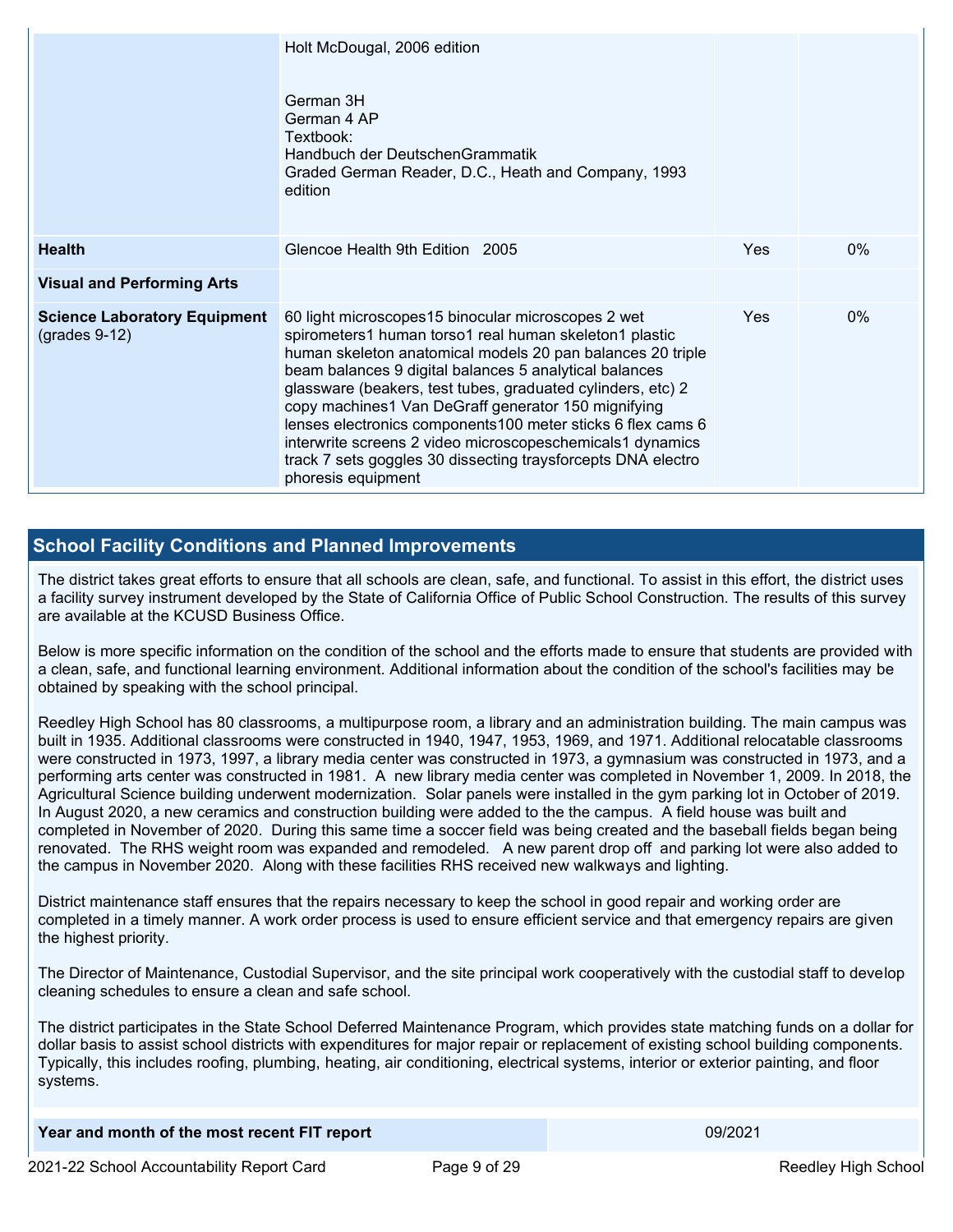| | | | |
|---|---|---|---|
| | Holt McDougal, 2006 edition<br><br>German 3H<br>German 4 AP<br>Textbook:<br>Handbuch der DeutschenGrammatik<br>Graded German Reader, D.C., Heath and Company, 1993 edition | | |
| **Health** | Glencoe Health 9th Edition 2005 | Yes | 0% |
| **Visual and Performing Arts** | | | |
| **Science Laboratory Equipment** (grades 9-12) | 60 light microscopes15 binocular microscopes 2 wet spirometers1 human torso1 real human skeleton1 plastic human skeleton anatomical models 20 pan balances 20 triple beam balances 9 digital balances 5 analytical balances glassware (beakers, test tubes, graduated cylinders, etc) 2 copy machines1 Van DeGraff generator 150 mignifying lenses electronics components100 meter sticks 6 flex cams 6 interwrite screens 2 video microscopeschemicals1 dynamics track 7 sets goggles 30 dissecting traysforcepts DNA electro phoresis equipment | Yes | 0% |

## School Facility Conditions and Planned Improvements

The district takes great efforts to ensure that all schools are clean, safe, and functional. To assist in this effort, the district uses a facility survey instrument developed by the State of California Office of Public School Construction. The results of this survey are available at the KCUSD Business Office.

Below is more specific information on the condition of the school and the efforts made to ensure that students are provided with a clean, safe, and functional learning environment. Additional information about the condition of the school's facilities may be obtained by speaking with the school principal.

Reedley High School has 80 classrooms, a multipurpose room, a library and an administration building. The main campus was built in 1935. Additional classrooms were constructed in 1940, 1947, 1953, 1969, and 1971. Additional relocatable classrooms were constructed in 1973, 1997, a library media center was constructed in 1973, a gymnasium was constructed in 1973, and a performing arts center was constructed in 1981. A new library media center was completed in November 1, 2009. In 2018, the Agricultural Science building underwent modernization. Solar panels were installed in the gym parking lot in October of 2019. In August 2020, a new ceramics and construction building were added to the the campus. A field house was built and completed in November of 2020. During this same time a soccer field was being created and the baseball fields began being renovated. The RHS weight room was expanded and remodeled. A new parent drop off and parking lot were also added to the campus in November 2020. Along with these facilities RHS received new walkways and lighting.

District maintenance staff ensures that the repairs necessary to keep the school in good repair and working order are completed in a timely manner. A work order process is used to ensure efficient service and that emergency repairs are given the highest priority.

The Director of Maintenance, Custodial Supervisor, and the site principal work cooperatively with the custodial staff to develop cleaning schedules to ensure a clean and safe school.

The district participates in the State School Deferred Maintenance Program, which provides state matching funds on a dollar for dollar basis to assist school districts with expenditures for major repair or replacement of existing school building components. Typically, this includes roofing, plumbing, heating, air conditioning, electrical systems, interior or exterior painting, and floor systems.

| | |
|---|---|
| **Year and month of the most recent FIT report** | 09/2021 |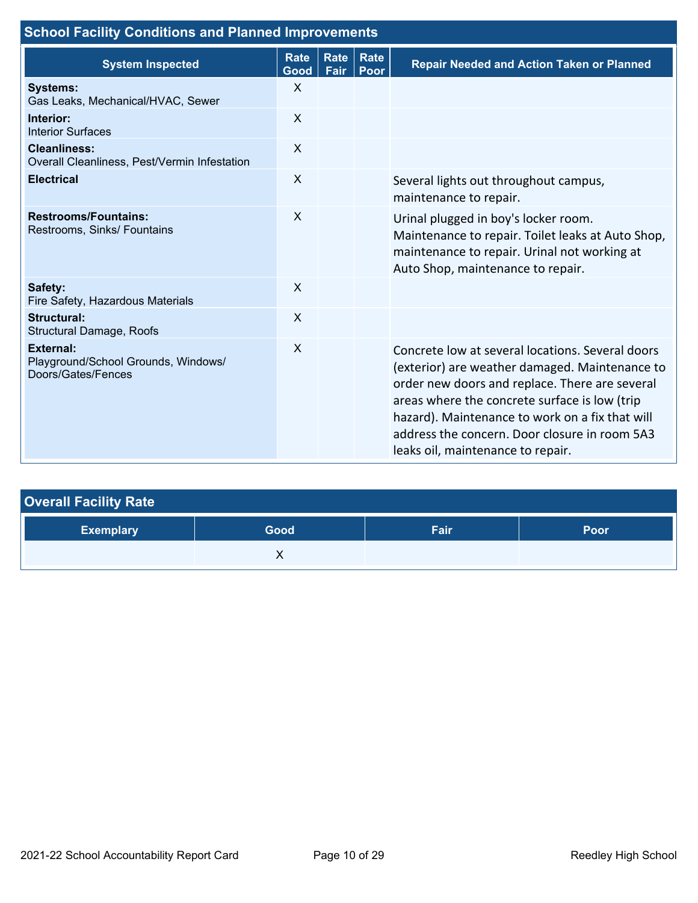## School Facility Conditions and Planned Improvements

| System Inspected | Rate Good | Rate Fair | Rate Poor | Repair Needed and Action Taken or Planned |
|---|---|---|---|---|
| **Systems:** Gas Leaks, Mechanical/HVAC, Sewer | X | | | |
| **Interior:** Interior Surfaces | X | | | |
| **Cleanliness:** Overall Cleanliness, Pest/Vermin Infestation | X | | | |
| **Electrical** | X | | | Several lights out throughout campus, maintenance to repair. |
| **Restrooms/Fountains:** Restrooms, Sinks/ Fountains | X | | | Urinal plugged in boy's locker room. Maintenance to repair. Toilet leaks at Auto Shop, maintenance to repair. Urinal not working at Auto Shop, maintenance to repair. |
| **Safety:** Fire Safety, Hazardous Materials | X | | | |
| **Structural:** Structural Damage, Roofs | X | | | |
| **External:** Playground/School Grounds, Windows/ Doors/Gates/Fences | X | | | Concrete low at several locations. Several doors (exterior) are weather damaged. Maintenance to order new doors and replace. There are several areas where the concrete surface is low (trip hazard). Maintenance to work on a fix that will address the concern. Door closure in room 5A3 leaks oil, maintenance to repair. |

## Overall Facility Rate

| Exemplary | Good | Fair | Poor |
|---|---|---|---|
| | X | | |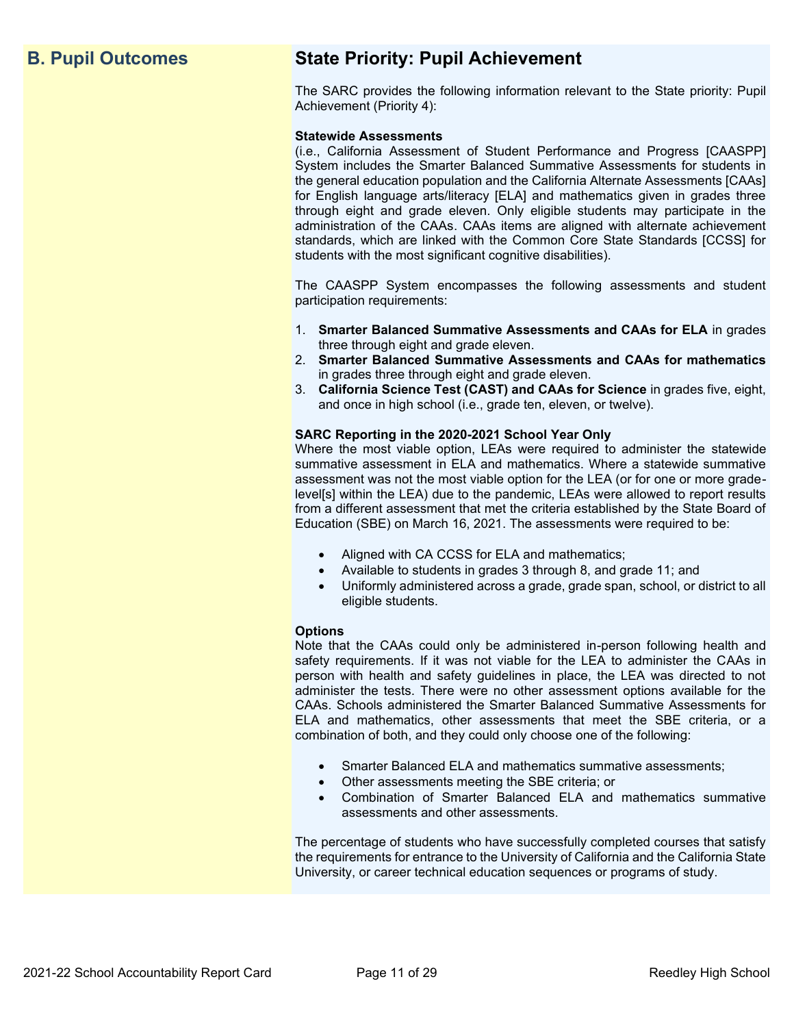## B. Pupil Outcomes

## State Priority: Pupil Achievement

The SARC provides the following information relevant to the State priority: Pupil Achievement (Priority 4):

**Statewide Assessments**
(i.e., California Assessment of Student Performance and Progress [CAASPP] System includes the Smarter Balanced Summative Assessments for students in the general education population and the California Alternate Assessments [CAAs] for English language arts/literacy [ELA] and mathematics given in grades three through eight and grade eleven. Only eligible students may participate in the administration of the CAAs. CAAs items are aligned with alternate achievement standards, which are linked with the Common Core State Standards [CCSS] for students with the most significant cognitive disabilities).

The CAASPP System encompasses the following assessments and student participation requirements:

1. **Smarter Balanced Summative Assessments and CAAs for ELA** in grades three through eight and grade eleven.
2. **Smarter Balanced Summative Assessments and CAAs for mathematics** in grades three through eight and grade eleven.
3. **California Science Test (CAST) and CAAs for Science** in grades five, eight, and once in high school (i.e., grade ten, eleven, or twelve).

**SARC Reporting in the 2020-2021 School Year Only**
Where the most viable option, LEAs were required to administer the statewide summative assessment in ELA and mathematics. Where a statewide summative assessment was not the most viable option for the LEA (or for one or more grade-level[s] within the LEA) due to the pandemic, LEAs were allowed to report results from a different assessment that met the criteria established by the State Board of Education (SBE) on March 16, 2021. The assessments were required to be:

- Aligned with CA CCSS for ELA and mathematics;
- Available to students in grades 3 through 8, and grade 11; and
- Uniformly administered across a grade, grade span, school, or district to all eligible students.

**Options**
Note that the CAAs could only be administered in-person following health and safety requirements. If it was not viable for the LEA to administer the CAAs in person with health and safety guidelines in place, the LEA was directed to not administer the tests. There were no other assessment options available for the CAAs. Schools administered the Smarter Balanced Summative Assessments for ELA and mathematics, other assessments that meet the SBE criteria, or a combination of both, and they could only choose one of the following:

- Smarter Balanced ELA and mathematics summative assessments;
- Other assessments meeting the SBE criteria; or
- Combination of Smarter Balanced ELA and mathematics summative assessments and other assessments.

The percentage of students who have successfully completed courses that satisfy the requirements for entrance to the University of California and the California State University, or career technical education sequences or programs of study.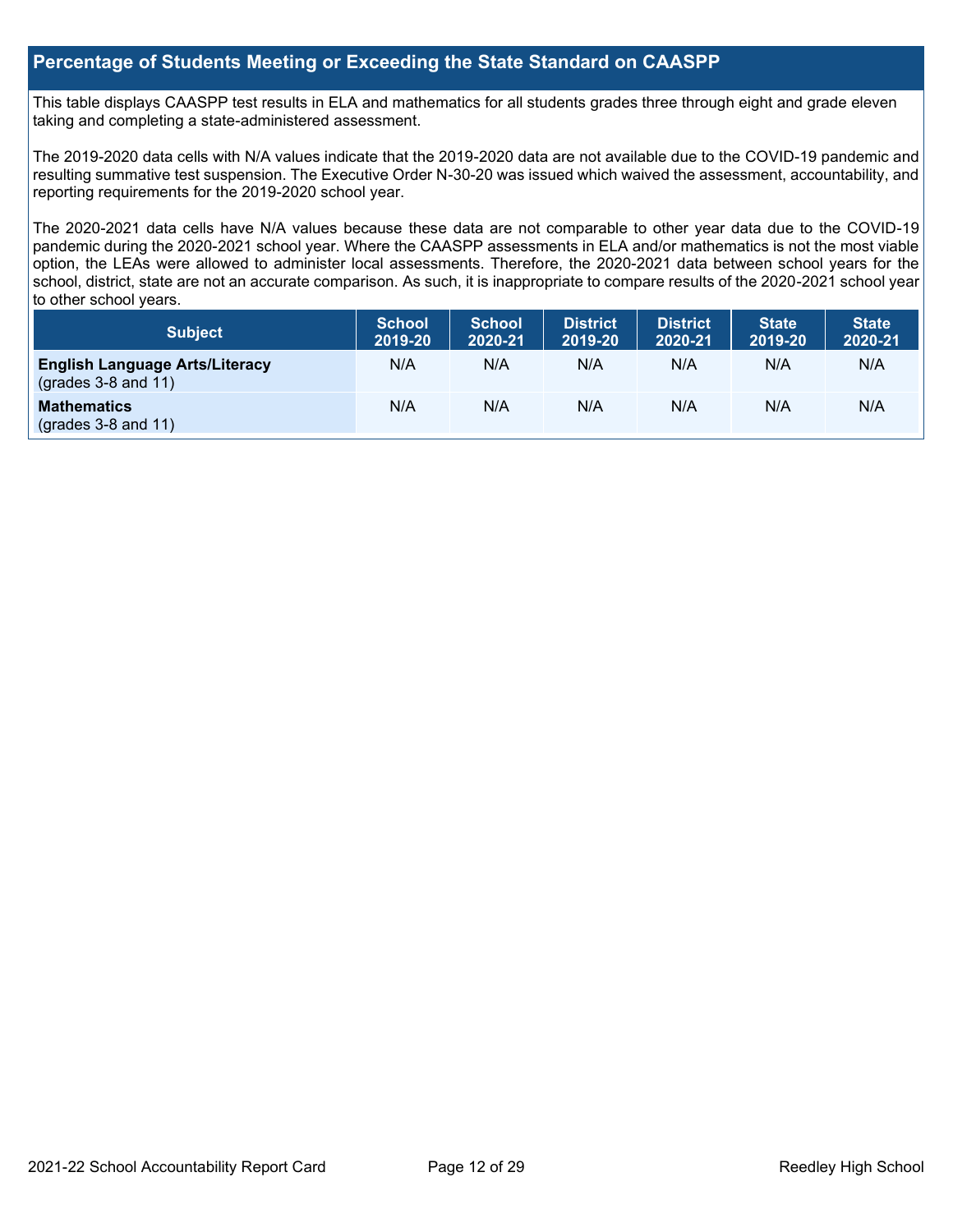## Percentage of Students Meeting or Exceeding the State Standard on CAASPP

This table displays CAASPP test results in ELA and mathematics for all students grades three through eight and grade eleven taking and completing a state-administered assessment.

The 2019-2020 data cells with N/A values indicate that the 2019-2020 data are not available due to the COVID-19 pandemic and resulting summative test suspension. The Executive Order N-30-20 was issued which waived the assessment, accountability, and reporting requirements for the 2019-2020 school year.

The 2020-2021 data cells have N/A values because these data are not comparable to other year data due to the COVID-19 pandemic during the 2020-2021 school year. Where the CAASPP assessments in ELA and/or mathematics is not the most viable option, the LEAs were allowed to administer local assessments. Therefore, the 2020-2021 data between school years for the school, district, state are not an accurate comparison. As such, it is inappropriate to compare results of the 2020-2021 school year to other school years.

| Subject | School 2019-20 | School 2020-21 | District 2019-20 | District 2020-21 | State 2019-20 | State 2020-21 |
|---|---|---|---|---|---|---|
| **English Language Arts/Literacy** (grades 3-8 and 11) | N/A | N/A | N/A | N/A | N/A | N/A |
| **Mathematics** (grades 3-8 and 11) | N/A | N/A | N/A | N/A | N/A | N/A |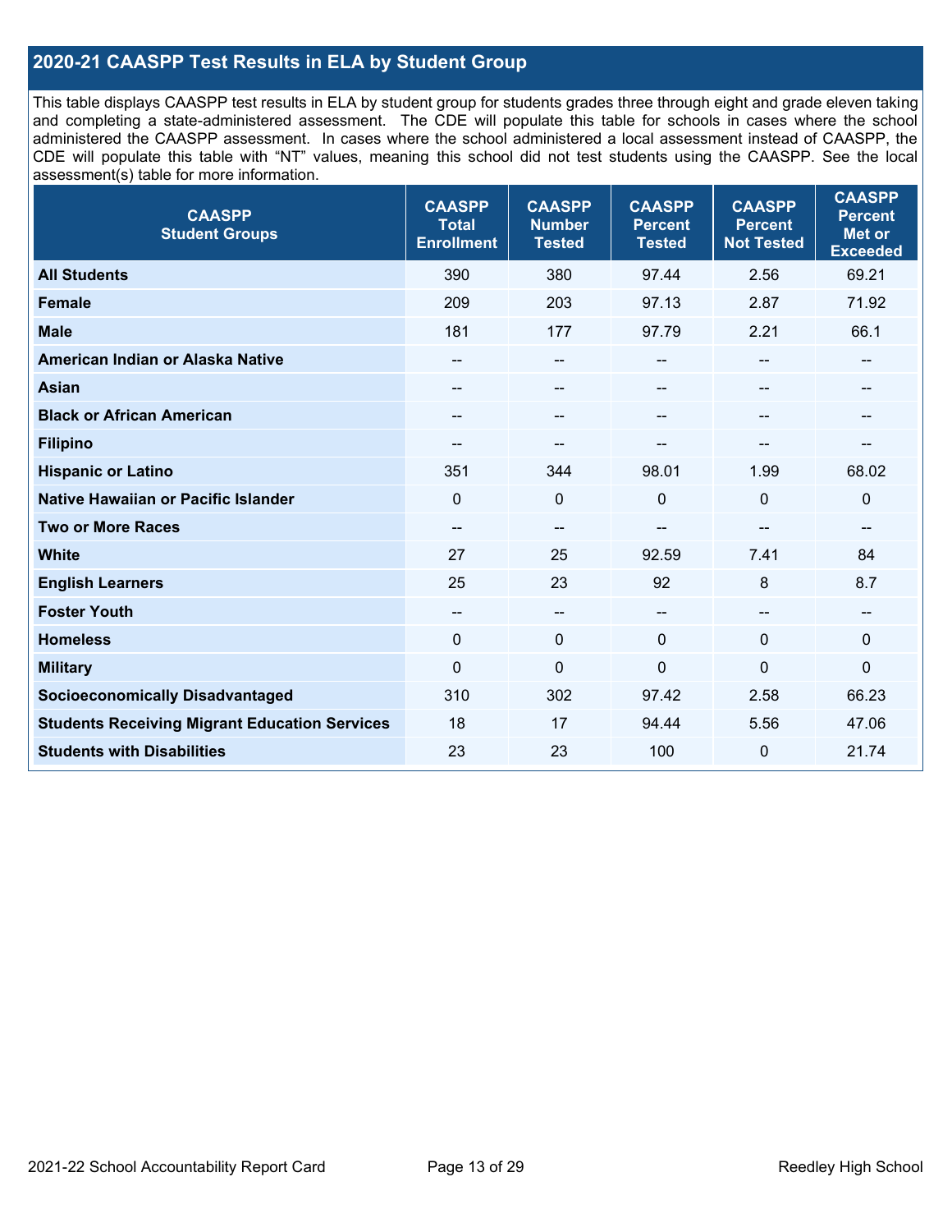## 2020-21 CAASPP Test Results in ELA by Student Group

This table displays CAASPP test results in ELA by student group for students grades three through eight and grade eleven taking and completing a state-administered assessment. The CDE will populate this table for schools in cases where the school administered the CAASPP assessment. In cases where the school administered a local assessment instead of CAASPP, the CDE will populate this table with "NT" values, meaning this school did not test students using the CAASPP. See the local assessment(s) table for more information.

| CAASPP Student Groups | CAASPP Total Enrollment | CAASPP Number Tested | CAASPP Percent Tested | CAASPP Percent Not Tested | CAASPP Percent Met or Exceeded |
|---|---|---|---|---|---|
| **All Students** | 390 | 380 | 97.44 | 2.56 | 69.21 |
| **Female** | 209 | 203 | 97.13 | 2.87 | 71.92 |
| **Male** | 181 | 177 | 97.79 | 2.21 | 66.1 |
| **American Indian or Alaska Native** | -- | -- | -- | -- | -- |
| **Asian** | -- | -- | -- | -- | -- |
| **Black or African American** | -- | -- | -- | -- | -- |
| **Filipino** | -- | -- | -- | -- | -- |
| **Hispanic or Latino** | 351 | 344 | 98.01 | 1.99 | 68.02 |
| **Native Hawaiian or Pacific Islander** | 0 | 0 | 0 | 0 | 0 |
| **Two or More Races** | -- | -- | -- | -- | -- |
| **White** | 27 | 25 | 92.59 | 7.41 | 84 |
| **English Learners** | 25 | 23 | 92 | 8 | 8.7 |
| **Foster Youth** | -- | -- | -- | -- | -- |
| **Homeless** | 0 | 0 | 0 | 0 | 0 |
| **Military** | 0 | 0 | 0 | 0 | 0 |
| **Socioeconomically Disadvantaged** | 310 | 302 | 97.42 | 2.58 | 66.23 |
| **Students Receiving Migrant Education Services** | 18 | 17 | 94.44 | 5.56 | 47.06 |
| **Students with Disabilities** | 23 | 23 | 100 | 0 | 21.74 |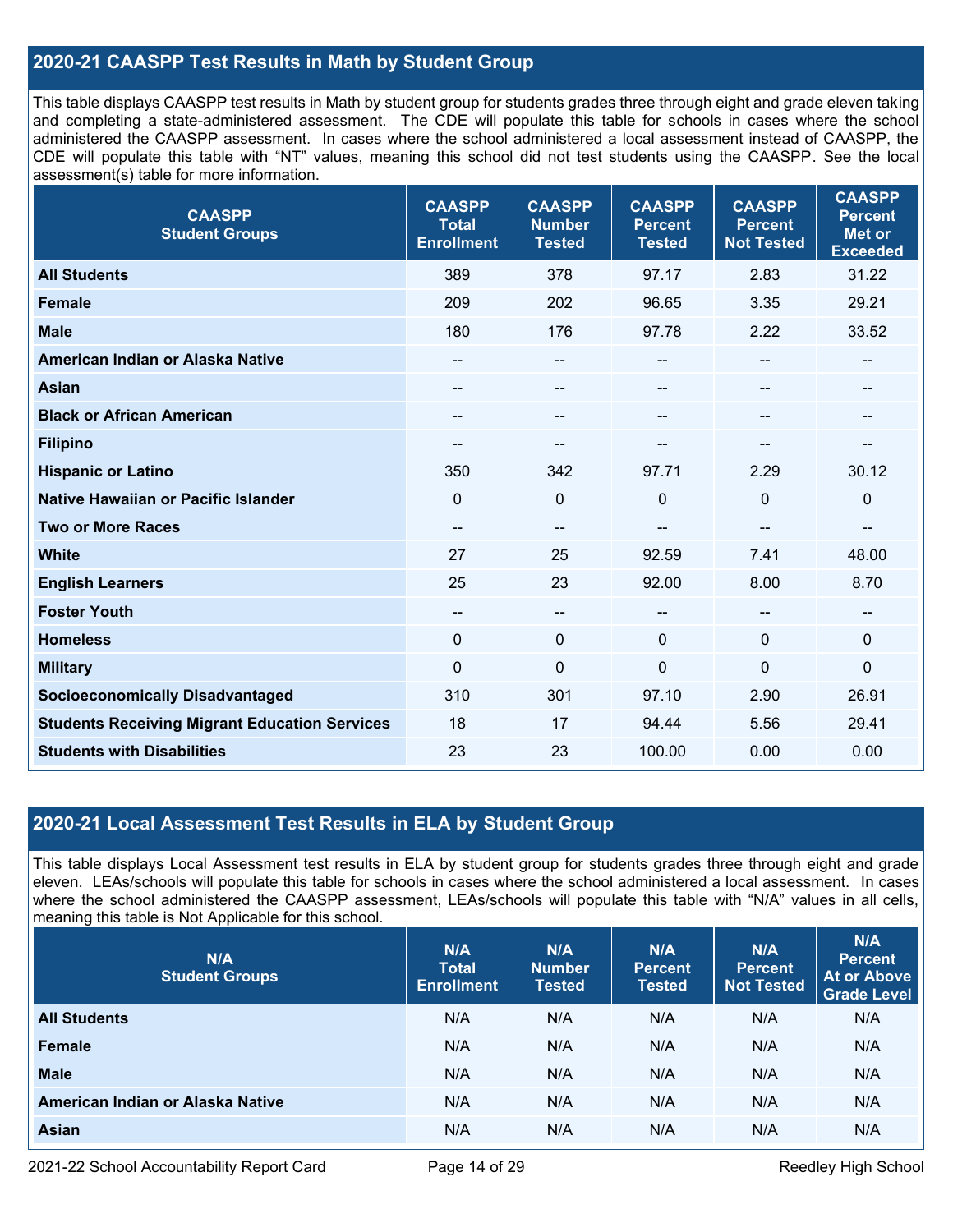## 2020-21 CAASPP Test Results in Math by Student Group

This table displays CAASPP test results in Math by student group for students grades three through eight and grade eleven taking and completing a state-administered assessment. The CDE will populate this table for schools in cases where the school administered the CAASPP assessment. In cases where the school administered a local assessment instead of CAASPP, the CDE will populate this table with "NT" values, meaning this school did not test students using the CAASPP. See the local assessment(s) table for more information.

| CAASPP Student Groups | CAASPP Total Enrollment | CAASPP Number Tested | CAASPP Percent Tested | CAASPP Percent Not Tested | CAASPP Percent Met or Exceeded |
|---|---|---|---|---|---|
| **All Students** | 389 | 378 | 97.17 | 2.83 | 31.22 |
| **Female** | 209 | 202 | 96.65 | 3.35 | 29.21 |
| **Male** | 180 | 176 | 97.78 | 2.22 | 33.52 |
| **American Indian or Alaska Native** | -- | -- | -- | -- | -- |
| **Asian** | -- | -- | -- | -- | -- |
| **Black or African American** | -- | -- | -- | -- | -- |
| **Filipino** | -- | -- | -- | -- | -- |
| **Hispanic or Latino** | 350 | 342 | 97.71 | 2.29 | 30.12 |
| **Native Hawaiian or Pacific Islander** | 0 | 0 | 0 | 0 | 0 |
| **Two or More Races** | -- | -- | -- | -- | -- |
| **White** | 27 | 25 | 92.59 | 7.41 | 48.00 |
| **English Learners** | 25 | 23 | 92.00 | 8.00 | 8.70 |
| **Foster Youth** | -- | -- | -- | -- | -- |
| **Homeless** | 0 | 0 | 0 | 0 | 0 |
| **Military** | 0 | 0 | 0 | 0 | 0 |
| **Socioeconomically Disadvantaged** | 310 | 301 | 97.10 | 2.90 | 26.91 |
| **Students Receiving Migrant Education Services** | 18 | 17 | 94.44 | 5.56 | 29.41 |
| **Students with Disabilities** | 23 | 23 | 100.00 | 0.00 | 0.00 |

## 2020-21 Local Assessment Test Results in ELA by Student Group

This table displays Local Assessment test results in ELA by student group for students grades three through eight and grade eleven. LEAs/schools will populate this table for schools in cases where the school administered a local assessment. In cases where the school administered the CAASPP assessment, LEAs/schools will populate this table with "N/A" values in all cells, meaning this table is Not Applicable for this school.

| N/A Student Groups | N/A Total Enrollment | N/A Number Tested | N/A Percent Tested | N/A Percent Not Tested | N/A Percent At or Above Grade Level |
|---|---|---|---|---|---|
| **All Students** | N/A | N/A | N/A | N/A | N/A |
| **Female** | N/A | N/A | N/A | N/A | N/A |
| **Male** | N/A | N/A | N/A | N/A | N/A |
| **American Indian or Alaska Native** | N/A | N/A | N/A | N/A | N/A |
| **Asian** | N/A | N/A | N/A | N/A | N/A |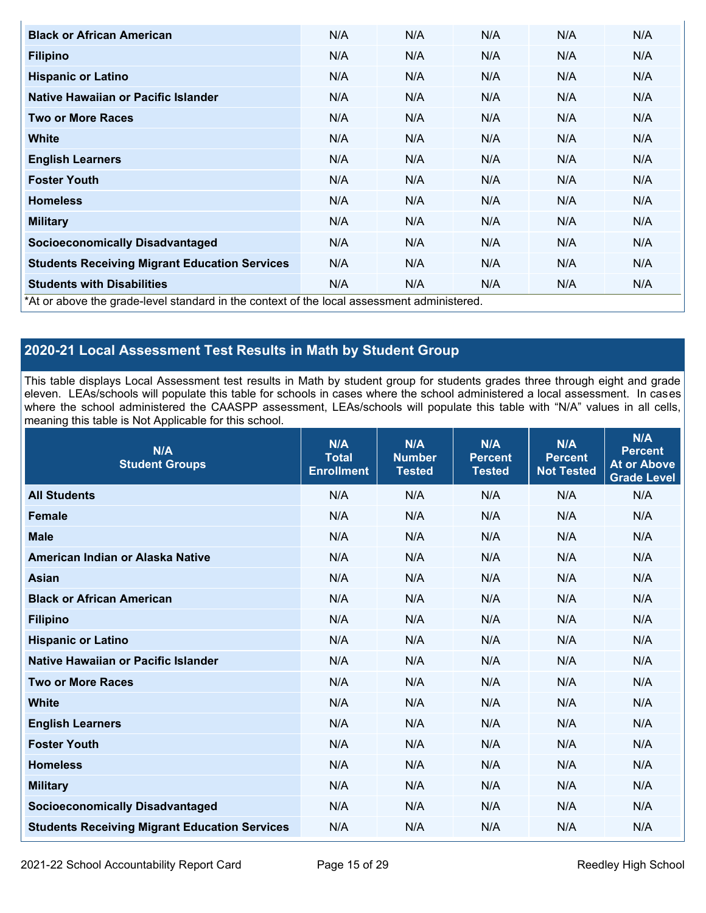| Black or African American | N/A | N/A | N/A | N/A | N/A |
|---|---|---|---|---|---|
| Filipino | N/A | N/A | N/A | N/A | N/A |
| Hispanic or Latino | N/A | N/A | N/A | N/A | N/A |
| Native Hawaiian or Pacific Islander | N/A | N/A | N/A | N/A | N/A |
| Two or More Races | N/A | N/A | N/A | N/A | N/A |
| White | N/A | N/A | N/A | N/A | N/A |
| English Learners | N/A | N/A | N/A | N/A | N/A |
| Foster Youth | N/A | N/A | N/A | N/A | N/A |
| Homeless | N/A | N/A | N/A | N/A | N/A |
| Military | N/A | N/A | N/A | N/A | N/A |
| Socioeconomically Disadvantaged | N/A | N/A | N/A | N/A | N/A |
| Students Receiving Migrant Education Services | N/A | N/A | N/A | N/A | N/A |
| Students with Disabilities | N/A | N/A | N/A | N/A | N/A |

*At or above the grade-level standard in the context of the local assessment administered.

## 2020-21 Local Assessment Test Results in Math by Student Group

This table displays Local Assessment test results in Math by student group for students grades three through eight and grade eleven. LEAs/schools will populate this table for schools in cases where the school administered a local assessment. In cases where the school administered the CAASPP assessment, LEAs/schools will populate this table with "N/A" values in all cells, meaning this table is Not Applicable for this school.

| N/A Student Groups | N/A Total Enrollment | N/A Number Tested | N/A Percent Tested | N/A Percent Not Tested | N/A Percent At or Above Grade Level |
|---|---|---|---|---|---|
| All Students | N/A | N/A | N/A | N/A | N/A |
| Female | N/A | N/A | N/A | N/A | N/A |
| Male | N/A | N/A | N/A | N/A | N/A |
| American Indian or Alaska Native | N/A | N/A | N/A | N/A | N/A |
| Asian | N/A | N/A | N/A | N/A | N/A |
| Black or African American | N/A | N/A | N/A | N/A | N/A |
| Filipino | N/A | N/A | N/A | N/A | N/A |
| Hispanic or Latino | N/A | N/A | N/A | N/A | N/A |
| Native Hawaiian or Pacific Islander | N/A | N/A | N/A | N/A | N/A |
| Two or More Races | N/A | N/A | N/A | N/A | N/A |
| White | N/A | N/A | N/A | N/A | N/A |
| English Learners | N/A | N/A | N/A | N/A | N/A |
| Foster Youth | N/A | N/A | N/A | N/A | N/A |
| Homeless | N/A | N/A | N/A | N/A | N/A |
| Military | N/A | N/A | N/A | N/A | N/A |
| Socioeconomically Disadvantaged | N/A | N/A | N/A | N/A | N/A |
| Students Receiving Migrant Education Services | N/A | N/A | N/A | N/A | N/A |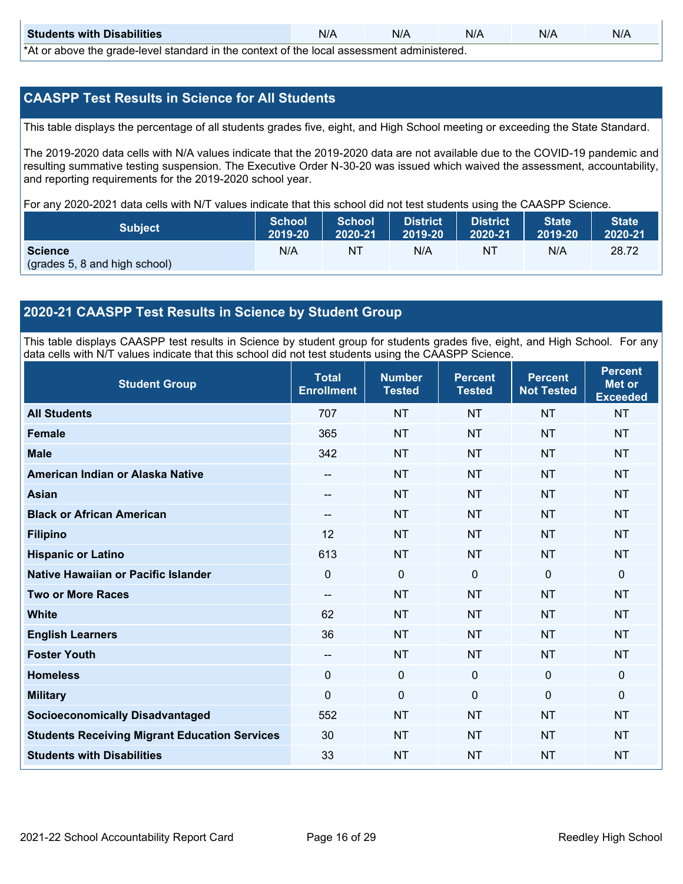| Students with Disabilities | N/A | N/A | N/A | N/A | N/A |
|---|---|---|---|---|---|

*At or above the grade-level standard in the context of the local assessment administered.

## CAASPP Test Results in Science for All Students

This table displays the percentage of all students grades five, eight, and High School meeting or exceeding the State Standard.

The 2019-2020 data cells with N/A values indicate that the 2019-2020 data are not available due to the COVID-19 pandemic and resulting summative testing suspension. The Executive Order N-30-20 was issued which waived the assessment, accountability, and reporting requirements for the 2019-2020 school year.

For any 2020-2021 data cells with N/T values indicate that this school did not test students using the CAASPP Science.

| Subject | School 2019-20 | School 2020-21 | District 2019-20 | District 2020-21 | State 2019-20 | State 2020-21 |
|---|---|---|---|---|---|---|
| **Science** (grades 5, 8 and high school) | N/A | NT | N/A | NT | N/A | 28.72 |

## 2020-21 CAASPP Test Results in Science by Student Group

This table displays CAASPP test results in Science by student group for students grades five, eight, and High School. For any data cells with N/T values indicate that this school did not test students using the CAASPP Science.

| Student Group | Total Enrollment | Number Tested | Percent Tested | Percent Not Tested | Percent Met or Exceeded |
|---|---|---|---|---|---|
| **All Students** | 707 | NT | NT | NT | NT |
| **Female** | 365 | NT | NT | NT | NT |
| **Male** | 342 | NT | NT | NT | NT |
| **American Indian or Alaska Native** | -- | NT | NT | NT | NT |
| **Asian** | -- | NT | NT | NT | NT |
| **Black or African American** | -- | NT | NT | NT | NT |
| **Filipino** | 12 | NT | NT | NT | NT |
| **Hispanic or Latino** | 613 | NT | NT | NT | NT |
| **Native Hawaiian or Pacific Islander** | 0 | 0 | 0 | 0 | 0 |
| **Two or More Races** | -- | NT | NT | NT | NT |
| **White** | 62 | NT | NT | NT | NT |
| **English Learners** | 36 | NT | NT | NT | NT |
| **Foster Youth** | -- | NT | NT | NT | NT |
| **Homeless** | 0 | 0 | 0 | 0 | 0 |
| **Military** | 0 | 0 | 0 | 0 | 0 |
| **Socioeconomically Disadvantaged** | 552 | NT | NT | NT | NT |
| **Students Receiving Migrant Education Services** | 30 | NT | NT | NT | NT |
| **Students with Disabilities** | 33 | NT | NT | NT | NT |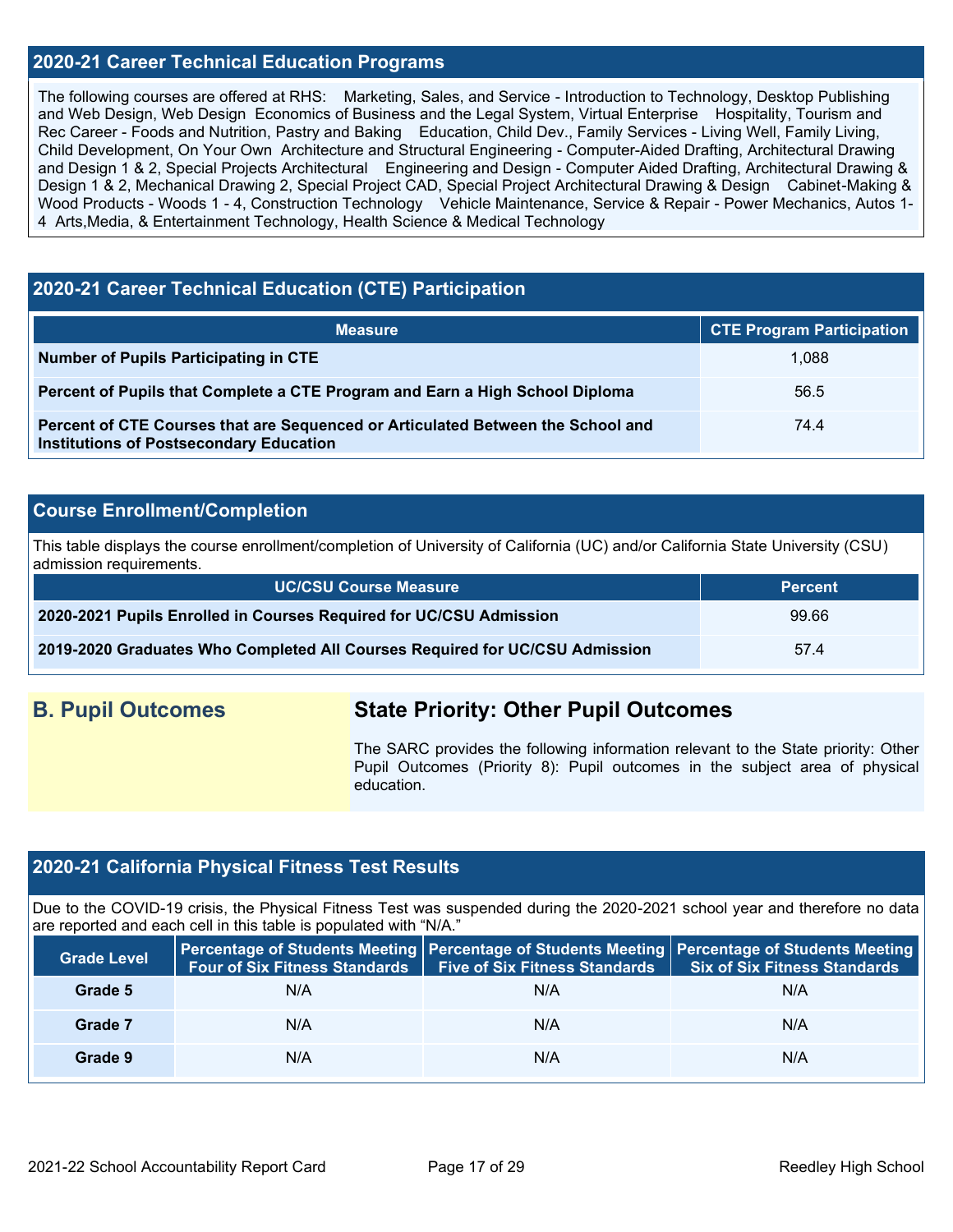## 2020-21 Career Technical Education Programs

The following courses are offered at RHS: Marketing, Sales, and Service - Introduction to Technology, Desktop Publishing and Web Design, Web Design Economics of Business and the Legal System, Virtual Enterprise Hospitality, Tourism and Rec Career - Foods and Nutrition, Pastry and Baking Education, Child Dev., Family Services - Living Well, Family Living, Child Development, On Your Own Architecture and Structural Engineering - Computer-Aided Drafting, Architectural Drawing and Design 1 & 2, Special Projects Architectural Engineering and Design - Computer Aided Drafting, Architectural Drawing & Design 1 & 2, Mechanical Drawing 2, Special Project CAD, Special Project Architectural Drawing & Design Cabinet-Making & Wood Products - Woods 1 - 4, Construction Technology Vehicle Maintenance, Service & Repair - Power Mechanics, Autos 1-4 Arts,Media, & Entertainment Technology, Health Science & Medical Technology

## 2020-21 Career Technical Education (CTE) Participation

| Measure | CTE Program Participation |
|---|---|
| **Number of Pupils Participating in CTE** | 1,088 |
| **Percent of Pupils that Complete a CTE Program and Earn a High School Diploma** | 56.5 |
| **Percent of CTE Courses that are Sequenced or Articulated Between the School and Institutions of Postsecondary Education** | 74.4 |

## Course Enrollment/Completion

This table displays the course enrollment/completion of University of California (UC) and/or California State University (CSU) admission requirements.

| UC/CSU Course Measure | Percent |
|---|---|
| **2020-2021 Pupils Enrolled in Courses Required for UC/CSU Admission** | 99.66 |
| **2019-2020 Graduates Who Completed All Courses Required for UC/CSU Admission** | 57.4 |

## B. Pupil Outcomes

## State Priority: Other Pupil Outcomes

The SARC provides the following information relevant to the State priority: Other Pupil Outcomes (Priority 8): Pupil outcomes in the subject area of physical education.

## 2020-21 California Physical Fitness Test Results

Due to the COVID-19 crisis, the Physical Fitness Test was suspended during the 2020-2021 school year and therefore no data are reported and each cell in this table is populated with "N/A."

| Grade Level | Percentage of Students Meeting Four of Six Fitness Standards | Percentage of Students Meeting Five of Six Fitness Standards | Percentage of Students Meeting Six of Six Fitness Standards |
|---|---|---|---|
| **Grade 5** | N/A | N/A | N/A |
| **Grade 7** | N/A | N/A | N/A |
| **Grade 9** | N/A | N/A | N/A |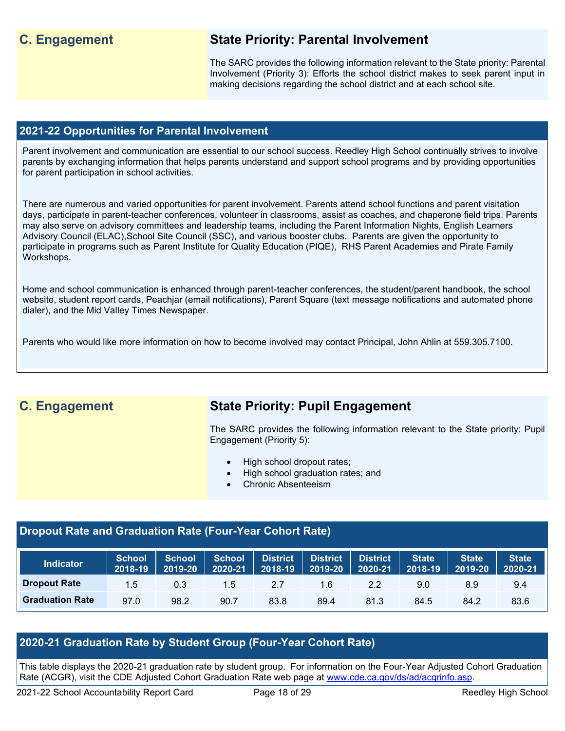## C. Engagement

### State Priority: Parental Involvement

The SARC provides the following information relevant to the State priority: Parental Involvement (Priority 3): Efforts the school district makes to seek parent input in making decisions regarding the school district and at each school site.

### 2021-22 Opportunities for Parental Involvement

Parent involvement and communication are essential to our school success. Reedley High School continually strives to involve parents by exchanging information that helps parents understand and support school programs and by providing opportunities for parent participation in school activities.

There are numerous and varied opportunities for parent involvement. Parents attend school functions and parent visitation days, participate in parent-teacher conferences, volunteer in classrooms, assist as coaches, and chaperone field trips. Parents may also serve on advisory committees and leadership teams, including the Parent Information Nights, English Learners Advisory Council (ELAC),School Site Council (SSC), and various booster clubs. Parents are given the opportunity to participate in programs such as Parent Institute for Quality Education (PIQE), RHS Parent Academies and Pirate Family Workshops.

Home and school communication is enhanced through parent-teacher conferences, the student/parent handbook, the school website, student report cards, Peachjar (email notifications), Parent Square (text message notifications and automated phone dialer), and the Mid Valley Times Newspaper.

Parents who would like more information on how to become involved may contact Principal, John Ahlin at 559.305.7100.

## C. Engagement

### State Priority: Pupil Engagement

The SARC provides the following information relevant to the State priority: Pupil Engagement (Priority 5):

- High school dropout rates;
- High school graduation rates; and
- Chronic Absenteeism

### Dropout Rate and Graduation Rate (Four-Year Cohort Rate)

| Indicator | School 2018-19 | School 2019-20 | School 2020-21 | District 2018-19 | District 2019-20 | District 2020-21 | State 2018-19 | State 2019-20 | State 2020-21 |
|---|---|---|---|---|---|---|---|---|---|
| Dropout Rate | 1.5 | 0.3 | 1.5 | 2.7 | 1.6 | 2.2 | 9.0 | 8.9 | 9.4 |
| Graduation Rate | 97.0 | 98.2 | 90.7 | 83.8 | 89.4 | 81.3 | 84.5 | 84.2 | 83.6 |

### 2020-21 Graduation Rate by Student Group (Four-Year Cohort Rate)

This table displays the 2020-21 graduation rate by student group. For information on the Four-Year Adjusted Cohort Graduation Rate (ACGR), visit the CDE Adjusted Cohort Graduation Rate web page at www.cde.ca.gov/ds/ad/acgrinfo.asp.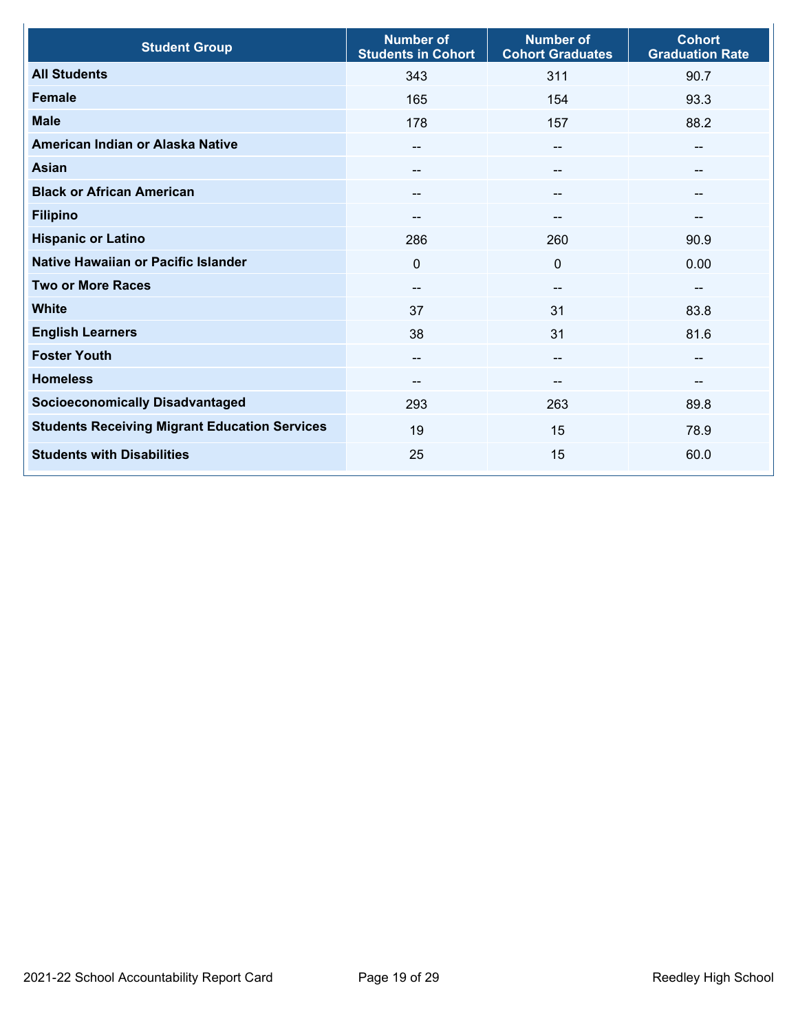| Student Group | Number of Students in Cohort | Number of Cohort Graduates | Cohort Graduation Rate |
| --- | --- | --- | --- |
| **All Students** | 343 | 311 | 90.7 |
| **Female** | 165 | 154 | 93.3 |
| **Male** | 178 | 157 | 88.2 |
| **American Indian or Alaska Native** | -- | -- | -- |
| **Asian** | -- | -- | -- |
| **Black or African American** | -- | -- | -- |
| **Filipino** | -- | -- | -- |
| **Hispanic or Latino** | 286 | 260 | 90.9 |
| **Native Hawaiian or Pacific Islander** | 0 | 0 | 0.00 |
| **Two or More Races** | -- | -- | -- |
| **White** | 37 | 31 | 83.8 |
| **English Learners** | 38 | 31 | 81.6 |
| **Foster Youth** | -- | -- | -- |
| **Homeless** | -- | -- | -- |
| **Socioeconomically Disadvantaged** | 293 | 263 | 89.8 |
| **Students Receiving Migrant Education Services** | 19 | 15 | 78.9 |
| **Students with Disabilities** | 25 | 15 | 60.0 |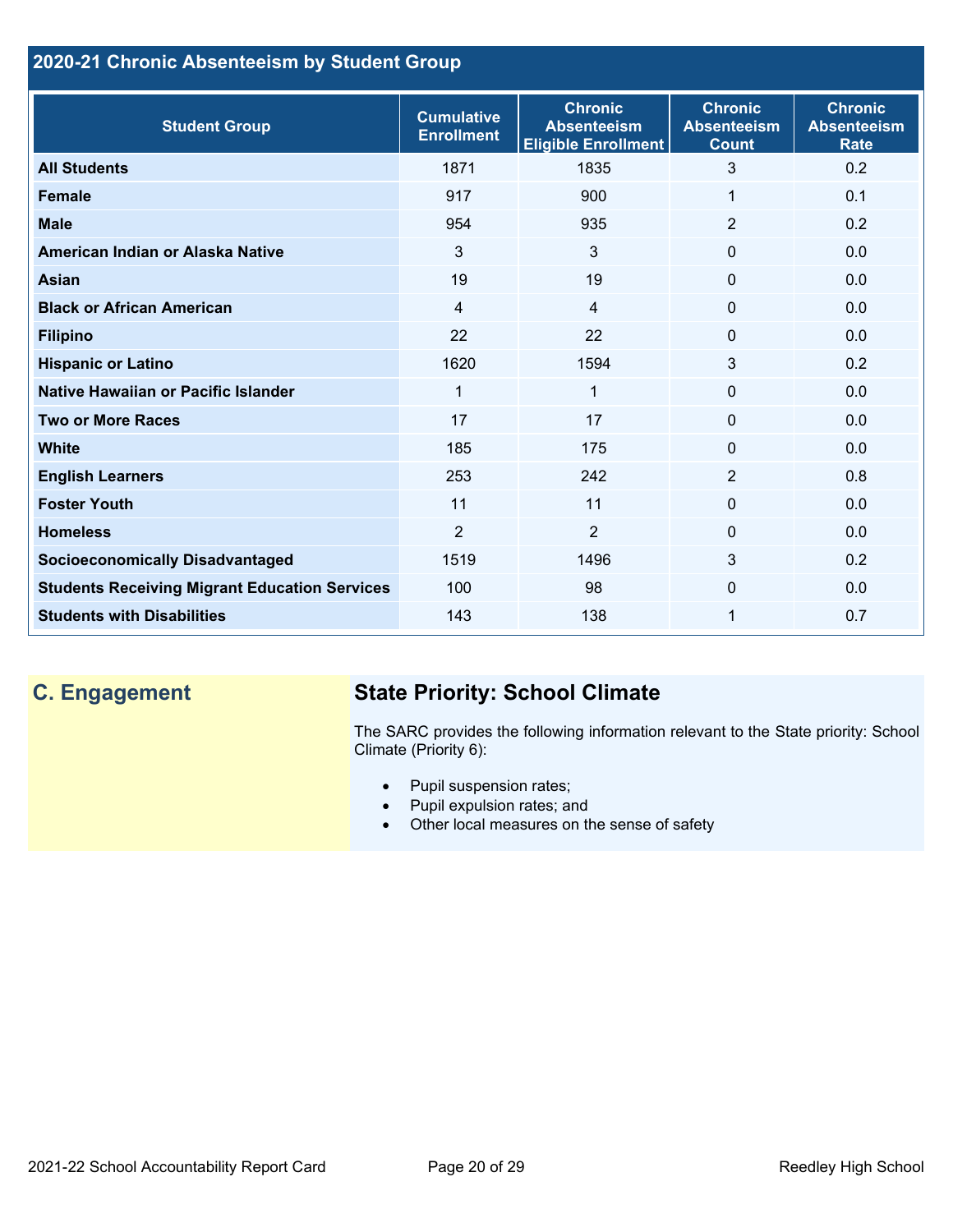## 2020-21 Chronic Absenteeism by Student Group

| Student Group | Cumulative Enrollment | Chronic Absenteeism Eligible Enrollment | Chronic Absenteeism Count | Chronic Absenteeism Rate |
|---|---|---|---|---|
| All Students | 1871 | 1835 | 3 | 0.2 |
| Female | 917 | 900 | 1 | 0.1 |
| Male | 954 | 935 | 2 | 0.2 |
| American Indian or Alaska Native | 3 | 3 | 0 | 0.0 |
| Asian | 19 | 19 | 0 | 0.0 |
| Black or African American | 4 | 4 | 0 | 0.0 |
| Filipino | 22 | 22 | 0 | 0.0 |
| Hispanic or Latino | 1620 | 1594 | 3 | 0.2 |
| Native Hawaiian or Pacific Islander | 1 | 1 | 0 | 0.0 |
| Two or More Races | 17 | 17 | 0 | 0.0 |
| White | 185 | 175 | 0 | 0.0 |
| English Learners | 253 | 242 | 2 | 0.8 |
| Foster Youth | 11 | 11 | 0 | 0.0 |
| Homeless | 2 | 2 | 0 | 0.0 |
| Socioeconomically Disadvantaged | 1519 | 1496 | 3 | 0.2 |
| Students Receiving Migrant Education Services | 100 | 98 | 0 | 0.0 |
| Students with Disabilities | 143 | 138 | 1 | 0.7 |

## C. Engagement

### State Priority: School Climate

The SARC provides the following information relevant to the State priority: School Climate (Priority 6):

- Pupil suspension rates;
- Pupil expulsion rates; and
- Other local measures on the sense of safety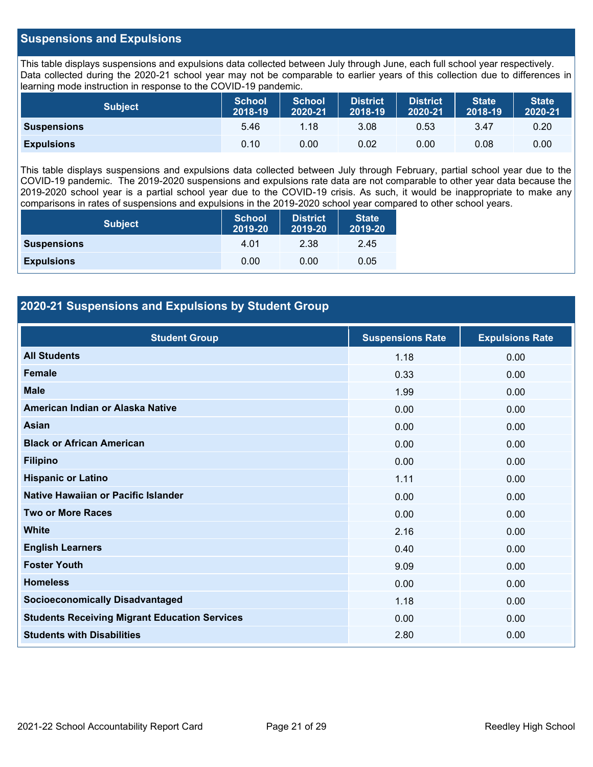## Suspensions and Expulsions

This table displays suspensions and expulsions data collected between July through June, each full school year respectively. Data collected during the 2020-21 school year may not be comparable to earlier years of this collection due to differences in learning mode instruction in response to the COVID-19 pandemic.

| Subject | School 2018-19 | School 2020-21 | District 2018-19 | District 2020-21 | State 2018-19 | State 2020-21 |
|---|---|---|---|---|---|---|
| **Suspensions** | 5.46 | 1.18 | 3.08 | 0.53 | 3.47 | 0.20 |
| **Expulsions** | 0.10 | 0.00 | 0.02 | 0.00 | 0.08 | 0.00 |

This table displays suspensions and expulsions data collected between July through February, partial school year due to the COVID-19 pandemic. The 2019-2020 suspensions and expulsions rate data are not comparable to other year data because the 2019-2020 school year is a partial school year due to the COVID-19 crisis. As such, it would be inappropriate to make any comparisons in rates of suspensions and expulsions in the 2019-2020 school year compared to other school years.

| Subject | School 2019-20 | District 2019-20 | State 2019-20 |
|---|---|---|---|
| **Suspensions** | 4.01 | 2.38 | 2.45 |
| **Expulsions** | 0.00 | 0.00 | 0.05 |

## 2020-21 Suspensions and Expulsions by Student Group

| Student Group | Suspensions Rate | Expulsions Rate |
|---|---|---|
| **All Students** | 1.18 | 0.00 |
| **Female** | 0.33 | 0.00 |
| **Male** | 1.99 | 0.00 |
| **American Indian or Alaska Native** | 0.00 | 0.00 |
| **Asian** | 0.00 | 0.00 |
| **Black or African American** | 0.00 | 0.00 |
| **Filipino** | 0.00 | 0.00 |
| **Hispanic or Latino** | 1.11 | 0.00 |
| **Native Hawaiian or Pacific Islander** | 0.00 | 0.00 |
| **Two or More Races** | 0.00 | 0.00 |
| **White** | 2.16 | 0.00 |
| **English Learners** | 0.40 | 0.00 |
| **Foster Youth** | 9.09 | 0.00 |
| **Homeless** | 0.00 | 0.00 |
| **Socioeconomically Disadvantaged** | 1.18 | 0.00 |
| **Students Receiving Migrant Education Services** | 0.00 | 0.00 |
| **Students with Disabilities** | 2.80 | 0.00 |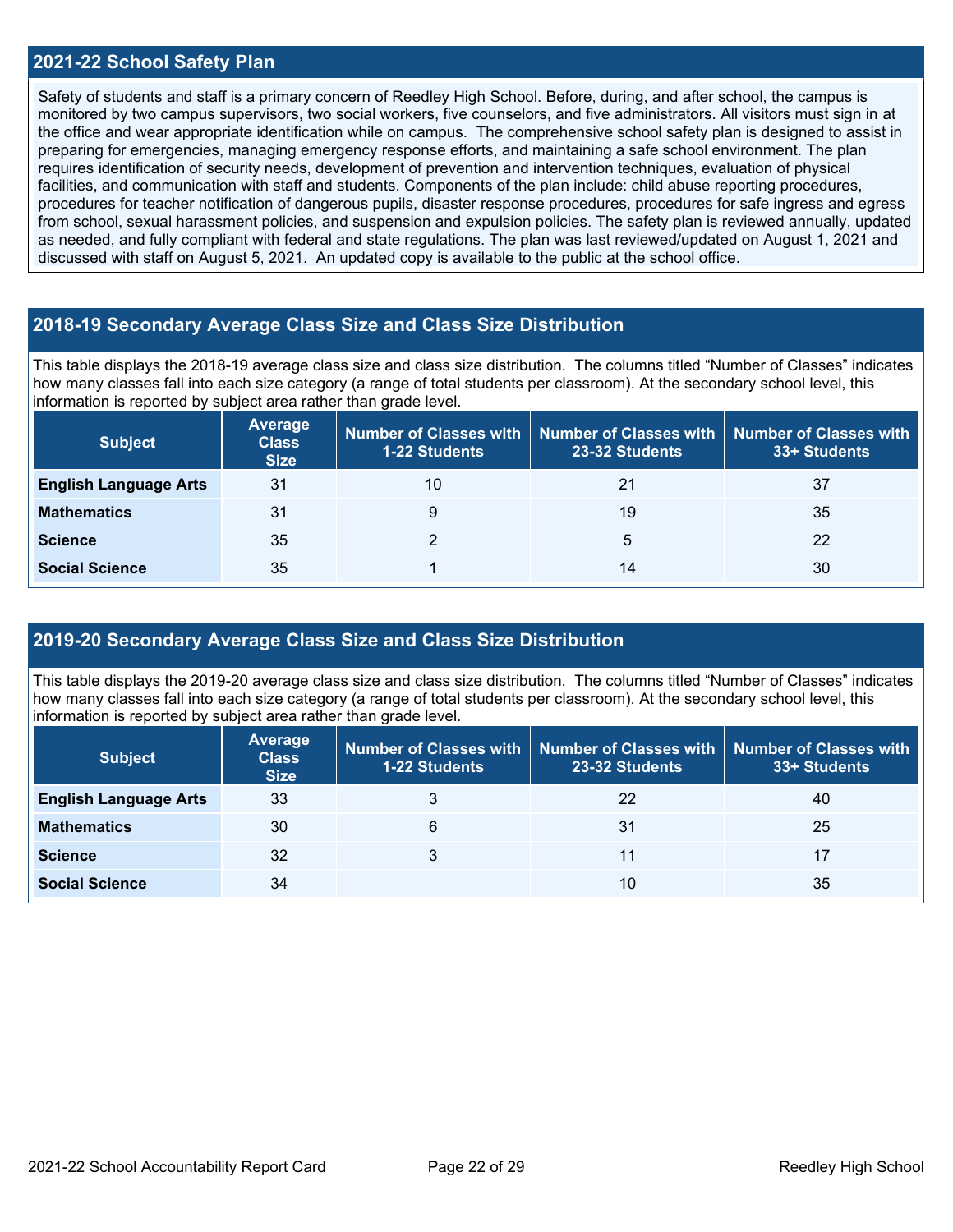## 2021-22 School Safety Plan

Safety of students and staff is a primary concern of Reedley High School. Before, during, and after school, the campus is monitored by two campus supervisors, two social workers, five counselors, and five administrators. All visitors must sign in at the office and wear appropriate identification while on campus. The comprehensive school safety plan is designed to assist in preparing for emergencies, managing emergency response efforts, and maintaining a safe school environment. The plan requires identification of security needs, development of prevention and intervention techniques, evaluation of physical facilities, and communication with staff and students. Components of the plan include: child abuse reporting procedures, procedures for teacher notification of dangerous pupils, disaster response procedures, procedures for safe ingress and egress from school, sexual harassment policies, and suspension and expulsion policies. The safety plan is reviewed annually, updated as needed, and fully compliant with federal and state regulations. The plan was last reviewed/updated on August 1, 2021 and discussed with staff on August 5, 2021. An updated copy is available to the public at the school office.

## 2018-19 Secondary Average Class Size and Class Size Distribution

This table displays the 2018-19 average class size and class size distribution. The columns titled "Number of Classes" indicates how many classes fall into each size category (a range of total students per classroom). At the secondary school level, this information is reported by subject area rather than grade level.

| Subject | Average Class Size | Number of Classes with 1-22 Students | Number of Classes with 23-32 Students | Number of Classes with 33+ Students |
|---|---|---|---|---|
| **English Language Arts** | 31 | 10 | 21 | 37 |
| **Mathematics** | 31 | 9 | 19 | 35 |
| **Science** | 35 | 2 | 5 | 22 |
| **Social Science** | 35 | 1 | 14 | 30 |

## 2019-20 Secondary Average Class Size and Class Size Distribution

This table displays the 2019-20 average class size and class size distribution. The columns titled "Number of Classes" indicates how many classes fall into each size category (a range of total students per classroom). At the secondary school level, this information is reported by subject area rather than grade level.

| Subject | Average Class Size | Number of Classes with 1-22 Students | Number of Classes with 23-32 Students | Number of Classes with 33+ Students |
|---|---|---|---|---|
| **English Language Arts** | 33 | 3 | 22 | 40 |
| **Mathematics** | 30 | 6 | 31 | 25 |
| **Science** | 32 | 3 | 11 | 17 |
| **Social Science** | 34 | | 10 | 35 |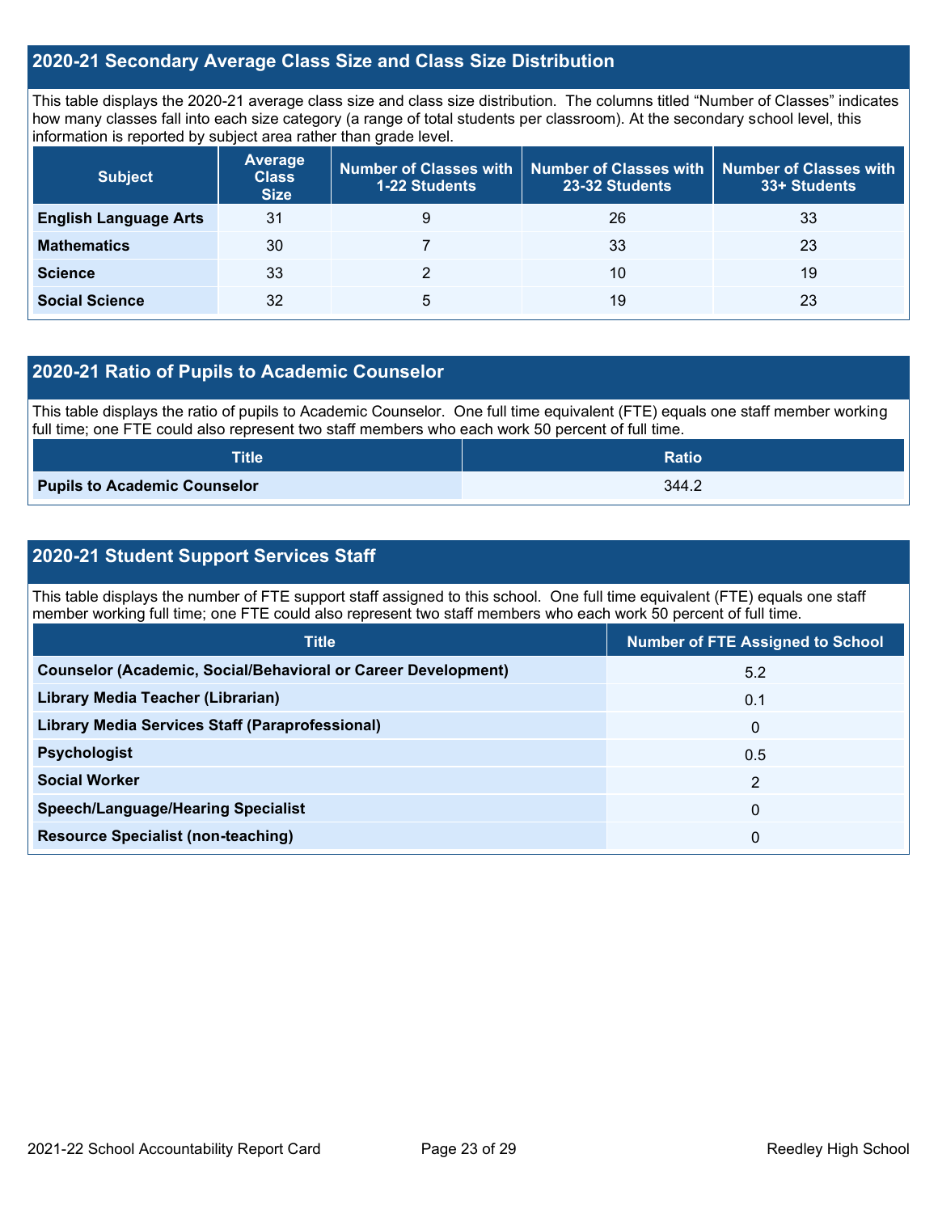## 2020-21 Secondary Average Class Size and Class Size Distribution

This table displays the 2020-21 average class size and class size distribution. The columns titled "Number of Classes" indicates how many classes fall into each size category (a range of total students per classroom). At the secondary school level, this information is reported by subject area rather than grade level.

| Subject | Average Class Size | Number of Classes with 1-22 Students | Number of Classes with 23-32 Students | Number of Classes with 33+ Students |
|---|---|---|---|---|
| **English Language Arts** | 31 | 9 | 26 | 33 |
| **Mathematics** | 30 | 7 | 33 | 23 |
| **Science** | 33 | 2 | 10 | 19 |
| **Social Science** | 32 | 5 | 19 | 23 |

## 2020-21 Ratio of Pupils to Academic Counselor

This table displays the ratio of pupils to Academic Counselor. One full time equivalent (FTE) equals one staff member working full time; one FTE could also represent two staff members who each work 50 percent of full time.

| Title | Ratio |
|---|---|
| **Pupils to Academic Counselor** | 344.2 |

## 2020-21 Student Support Services Staff

This table displays the number of FTE support staff assigned to this school. One full time equivalent (FTE) equals one staff member working full time; one FTE could also represent two staff members who each work 50 percent of full time.

| Title | Number of FTE Assigned to School |
|---|---|
| **Counselor (Academic, Social/Behavioral or Career Development)** | 5.2 |
| **Library Media Teacher (Librarian)** | 0.1 |
| **Library Media Services Staff (Paraprofessional)** | 0 |
| **Psychologist** | 0.5 |
| **Social Worker** | 2 |
| **Speech/Language/Hearing Specialist** | 0 |
| **Resource Specialist (non-teaching)** | 0 |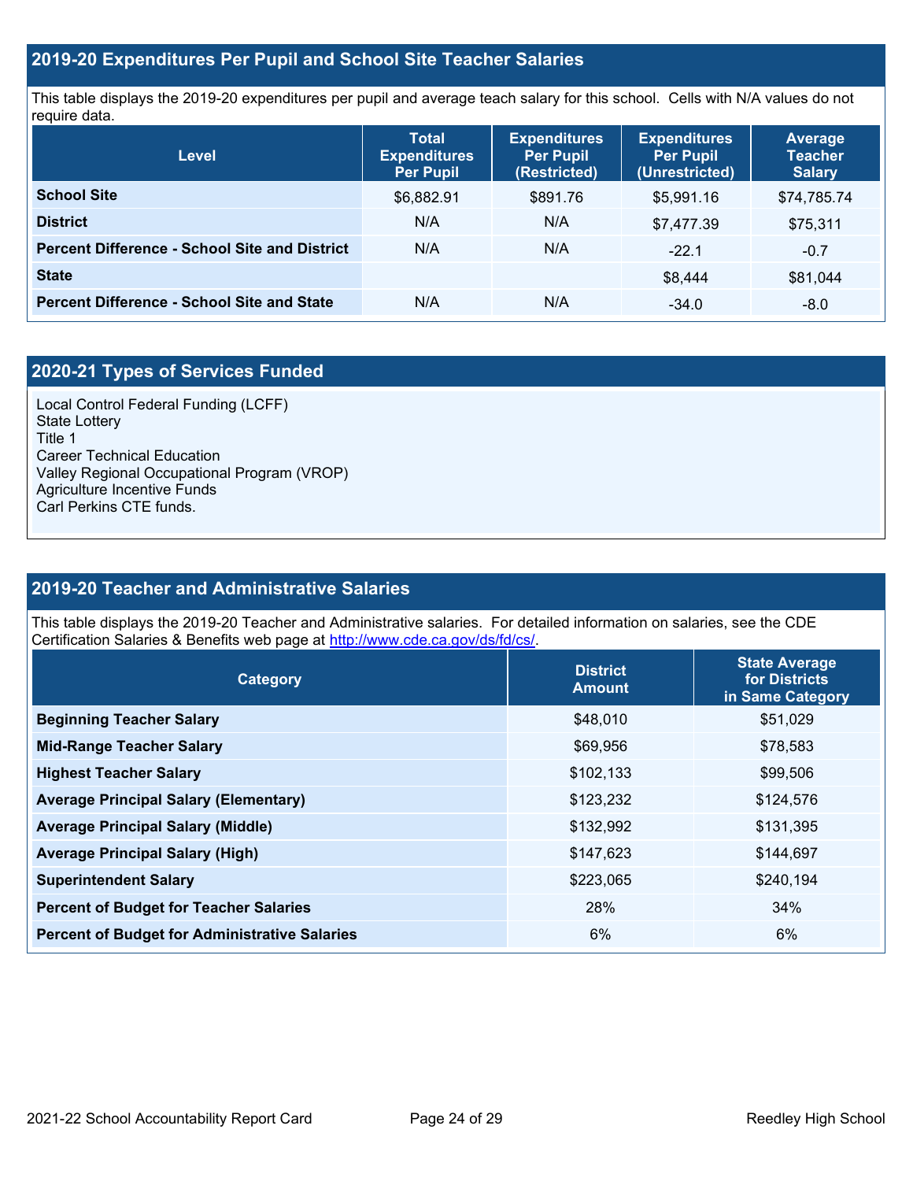## 2019-20 Expenditures Per Pupil and School Site Teacher Salaries

This table displays the 2019-20 expenditures per pupil and average teach salary for this school. Cells with N/A values do not require data.

| Level | Total Expenditures Per Pupil | Expenditures Per Pupil (Restricted) | Expenditures Per Pupil (Unrestricted) | Average Teacher Salary |
|---|---|---|---|---|
| **School Site** | $6,882.91 | $891.76 | $5,991.16 | $74,785.74 |
| **District** | N/A | N/A | $7,477.39 | $75,311 |
| **Percent Difference - School Site and District** | N/A | N/A | -22.1 | -0.7 |
| **State** | | | $8,444 | $81,044 |
| **Percent Difference - School Site and State** | N/A | N/A | -34.0 | -8.0 |

## 2020-21 Types of Services Funded

Local Control Federal Funding (LCFF)
State Lottery
Title 1
Career Technical Education
Valley Regional Occupational Program (VROP)
Agriculture Incentive Funds
Carl Perkins CTE funds.

## 2019-20 Teacher and Administrative Salaries

This table displays the 2019-20 Teacher and Administrative salaries. For detailed information on salaries, see the CDE Certification Salaries & Benefits web page at http://www.cde.ca.gov/ds/fd/cs/.

| Category | District Amount | State Average for Districts in Same Category |
|---|---|---|
| **Beginning Teacher Salary** | $48,010 | $51,029 |
| **Mid-Range Teacher Salary** | $69,956 | $78,583 |
| **Highest Teacher Salary** | $102,133 | $99,506 |
| **Average Principal Salary (Elementary)** | $123,232 | $124,576 |
| **Average Principal Salary (Middle)** | $132,992 | $131,395 |
| **Average Principal Salary (High)** | $147,623 | $144,697 |
| **Superintendent Salary** | $223,065 | $240,194 |
| **Percent of Budget for Teacher Salaries** | 28% | 34% |
| **Percent of Budget for Administrative Salaries** | 6% | 6% |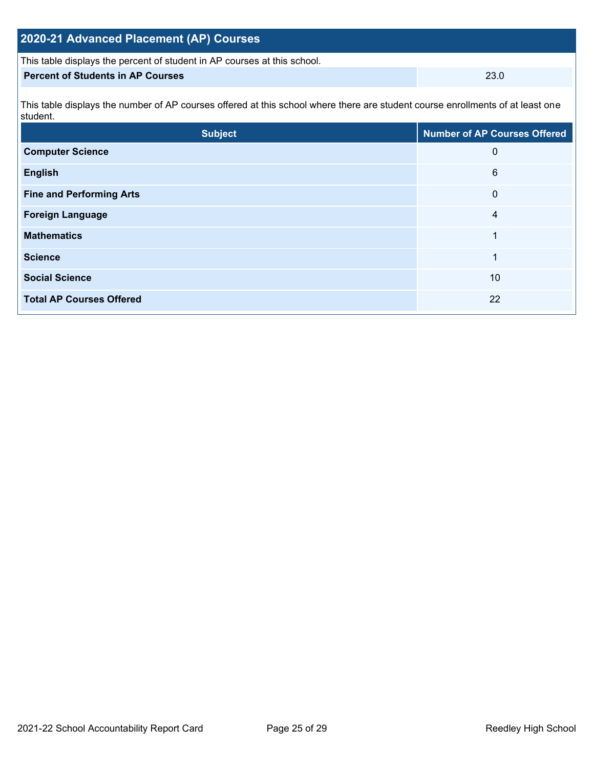## 2020-21 Advanced Placement (AP) Courses

This table displays the percent of student in AP courses at this school.

| | |
|---|---|
| **Percent of Students in AP Courses** | 23.0 |

This table displays the number of AP courses offered at this school where there are student course enrollments of at least one student.

| Subject | Number of AP Courses Offered |
|---|---|
| **Computer Science** | 0 |
| **English** | 6 |
| **Fine and Performing Arts** | 0 |
| **Foreign Language** | 4 |
| **Mathematics** | 1 |
| **Science** | 1 |
| **Social Science** | 10 |
| **Total AP Courses Offered** | 22 |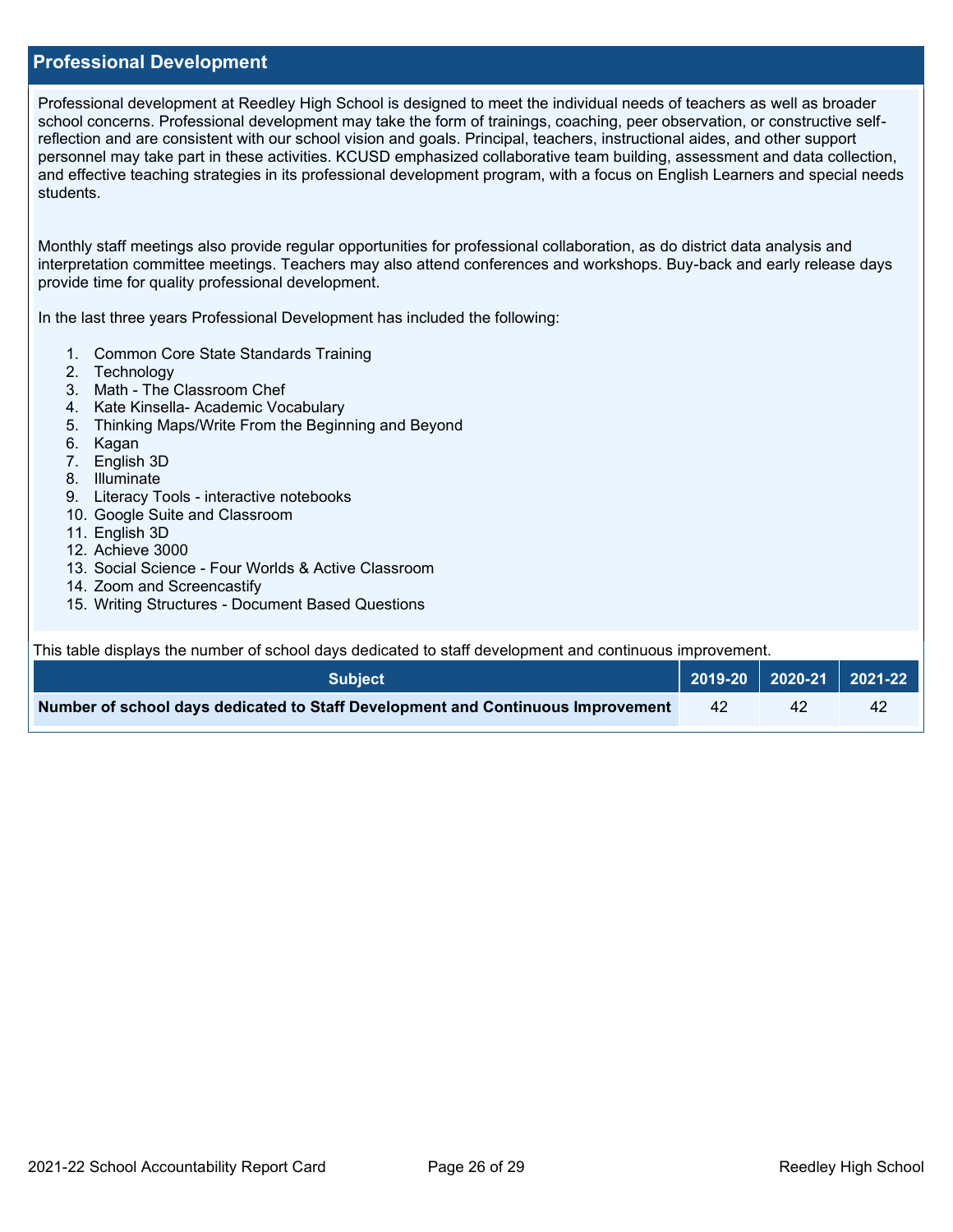## Professional Development

Professional development at Reedley High School is designed to meet the individual needs of teachers as well as broader school concerns. Professional development may take the form of trainings, coaching, peer observation, or constructive self-reflection and are consistent with our school vision and goals. Principal, teachers, instructional aides, and other support personnel may take part in these activities. KCUSD emphasized collaborative team building, assessment and data collection, and effective teaching strategies in its professional development program, with a focus on English Learners and special needs students.

Monthly staff meetings also provide regular opportunities for professional collaboration, as do district data analysis and interpretation committee meetings. Teachers may also attend conferences and workshops. Buy-back and early release days provide time for quality professional development.

In the last three years Professional Development has included the following:

1. Common Core State Standards Training
2. Technology
3. Math - The Classroom Chef
4. Kate Kinsella- Academic Vocabulary
5. Thinking Maps/Write From the Beginning and Beyond
6. Kagan
7. English 3D
8. Illuminate
9. Literacy Tools - interactive notebooks
10. Google Suite and Classroom
11. English 3D
12. Achieve 3000
13. Social Science - Four Worlds & Active Classroom
14. Zoom and Screencastify
15. Writing Structures - Document Based Questions

This table displays the number of school days dedicated to staff development and continuous improvement.

| Subject | 2019-20 | 2020-21 | 2021-22 |
|---|---|---|---|
| **Number of school days dedicated to Staff Development and Continuous Improvement** | 42 | 42 | 42 |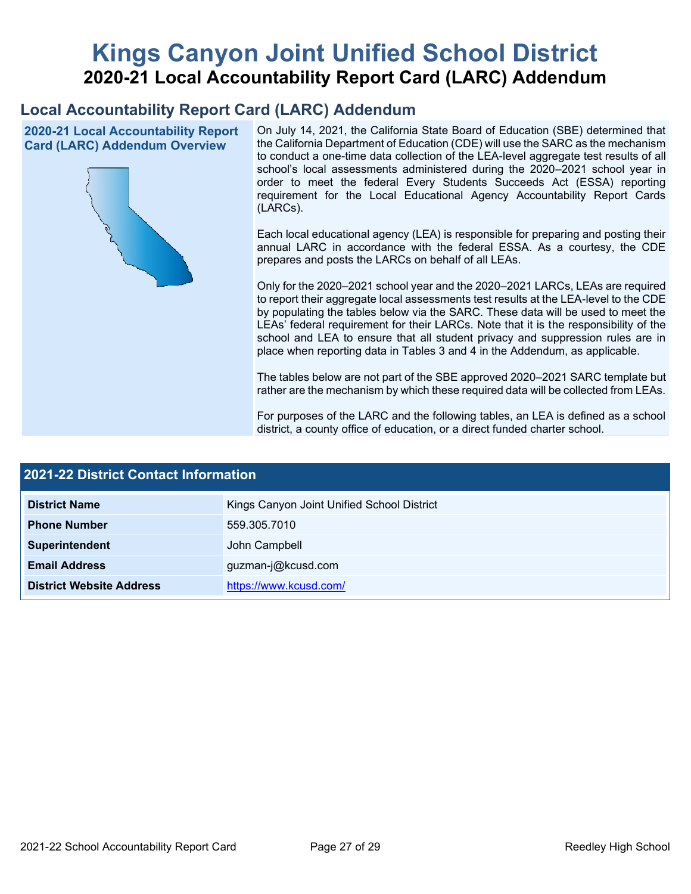# Kings Canyon Joint Unified School District

## 2020-21 Local Accountability Report Card (LARC) Addendum

## Local Accountability Report Card (LARC) Addendum

### 2020-21 Local Accountability Report Card (LARC) Addendum Overview

On July 14, 2021, the California State Board of Education (SBE) determined that the California Department of Education (CDE) will use the SARC as the mechanism to conduct a one-time data collection of the LEA-level aggregate test results of all school's local assessments administered during the 2020–2021 school year in order to meet the federal Every Students Succeeds Act (ESSA) reporting requirement for the Local Educational Agency Accountability Report Cards (LARCs).

Each local educational agency (LEA) is responsible for preparing and posting their annual LARC in accordance with the federal ESSA. As a courtesy, the CDE prepares and posts the LARCs on behalf of all LEAs.

Only for the 2020–2021 school year and the 2020–2021 LARCs, LEAs are required to report their aggregate local assessments test results at the LEA-level to the CDE by populating the tables below via the SARC. These data will be used to meet the LEAs' federal requirement for their LARCs. Note that it is the responsibility of the school and LEA to ensure that all student privacy and suppression rules are in place when reporting data in Tables 3 and 4 in the Addendum, as applicable.

The tables below are not part of the SBE approved 2020–2021 SARC template but rather are the mechanism by which these required data will be collected from LEAs.

For purposes of the LARC and the following tables, an LEA is defined as a school district, a county office of education, or a direct funded charter school.

| 2021-22 District Contact Information | |
|---|---|
| **District Name** | Kings Canyon Joint Unified School District |
| **Phone Number** | 559.305.7010 |
| **Superintendent** | John Campbell |
| **Email Address** | guzman-j@kcusd.com |
| **District Website Address** | https://www.kcusd.com/ |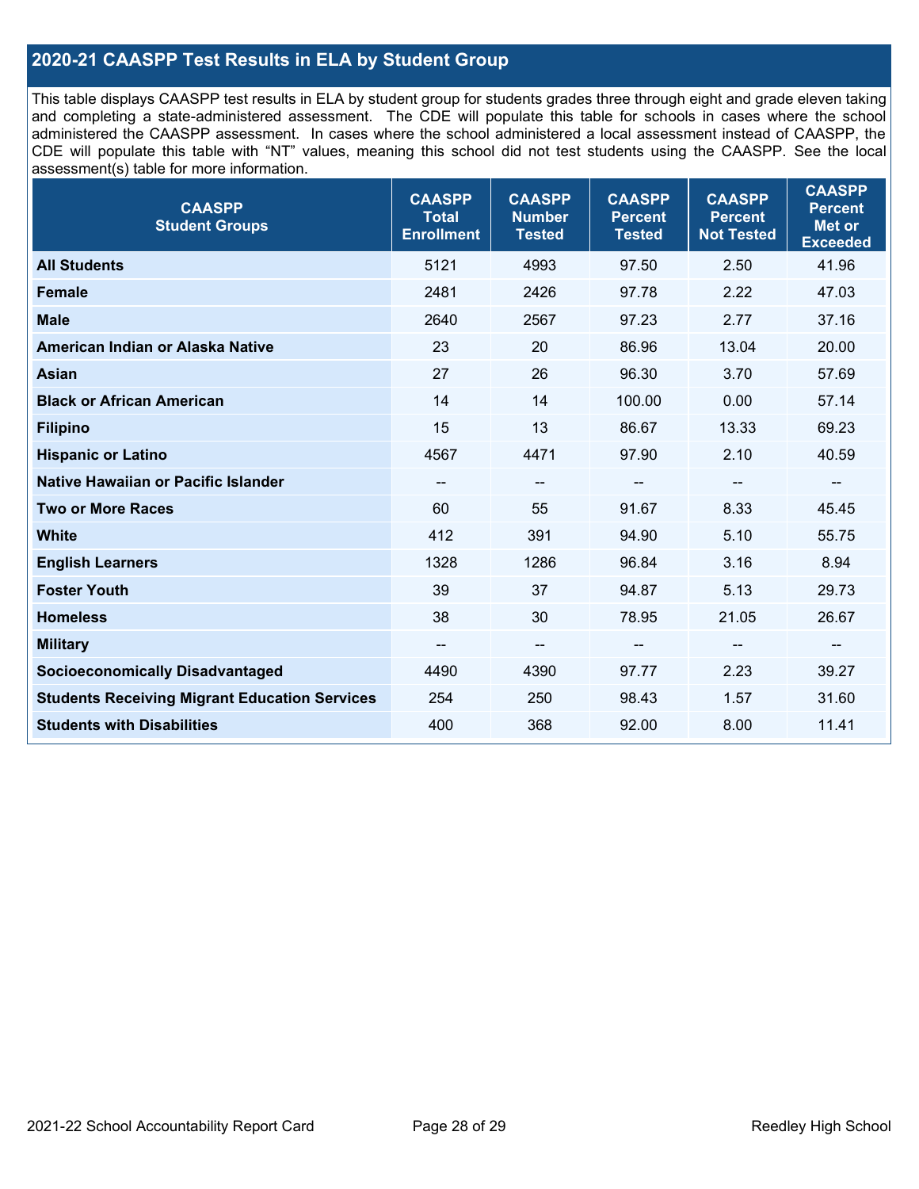## 2020-21 CAASPP Test Results in ELA by Student Group

This table displays CAASPP test results in ELA by student group for students grades three through eight and grade eleven taking and completing a state-administered assessment. The CDE will populate this table for schools in cases where the school administered the CAASPP assessment. In cases where the school administered a local assessment instead of CAASPP, the CDE will populate this table with "NT" values, meaning this school did not test students using the CAASPP. See the local assessment(s) table for more information.

| CAASPP Student Groups | CAASPP Total Enrollment | CAASPP Number Tested | CAASPP Percent Tested | CAASPP Percent Not Tested | CAASPP Percent Met or Exceeded |
|---|---|---|---|---|---|
| **All Students** | 5121 | 4993 | 97.50 | 2.50 | 41.96 |
| **Female** | 2481 | 2426 | 97.78 | 2.22 | 47.03 |
| **Male** | 2640 | 2567 | 97.23 | 2.77 | 37.16 |
| **American Indian or Alaska Native** | 23 | 20 | 86.96 | 13.04 | 20.00 |
| **Asian** | 27 | 26 | 96.30 | 3.70 | 57.69 |
| **Black or African American** | 14 | 14 | 100.00 | 0.00 | 57.14 |
| **Filipino** | 15 | 13 | 86.67 | 13.33 | 69.23 |
| **Hispanic or Latino** | 4567 | 4471 | 97.90 | 2.10 | 40.59 |
| **Native Hawaiian or Pacific Islander** | -- | -- | -- | -- | -- |
| **Two or More Races** | 60 | 55 | 91.67 | 8.33 | 45.45 |
| **White** | 412 | 391 | 94.90 | 5.10 | 55.75 |
| **English Learners** | 1328 | 1286 | 96.84 | 3.16 | 8.94 |
| **Foster Youth** | 39 | 37 | 94.87 | 5.13 | 29.73 |
| **Homeless** | 38 | 30 | 78.95 | 21.05 | 26.67 |
| **Military** | -- | -- | -- | -- | -- |
| **Socioeconomically Disadvantaged** | 4490 | 4390 | 97.77 | 2.23 | 39.27 |
| **Students Receiving Migrant Education Services** | 254 | 250 | 98.43 | 1.57 | 31.60 |
| **Students with Disabilities** | 400 | 368 | 92.00 | 8.00 | 11.41 |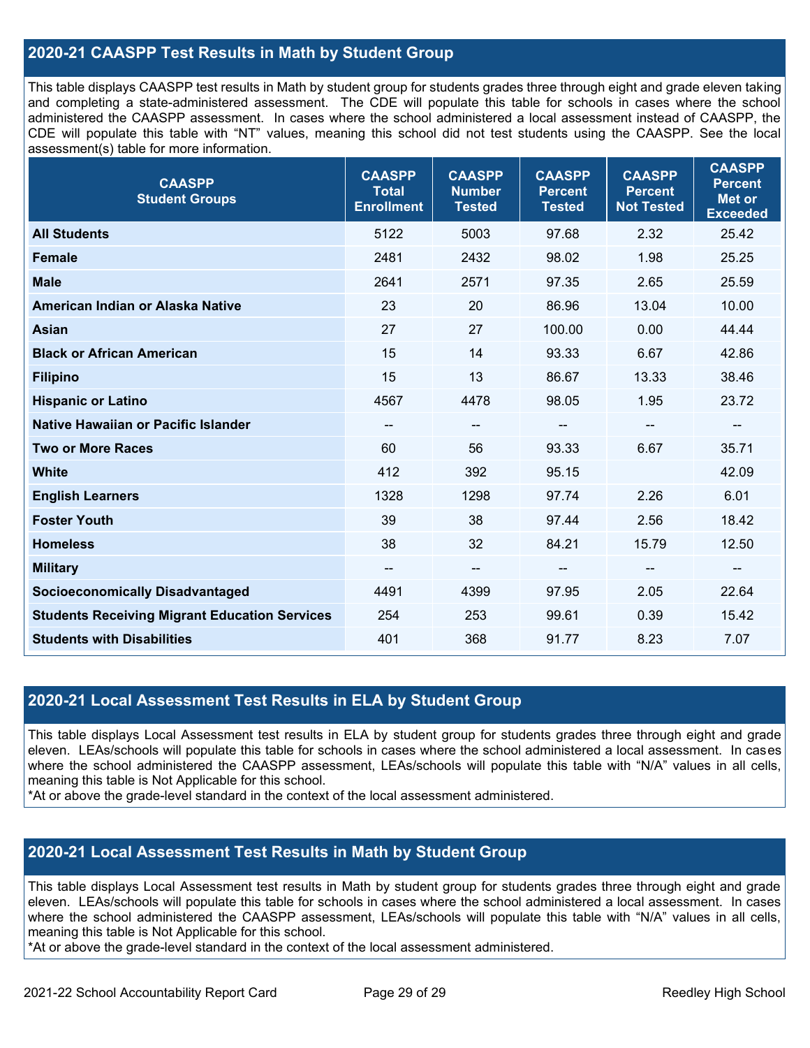## 2020-21 CAASPP Test Results in Math by Student Group

This table displays CAASPP test results in Math by student group for students grades three through eight and grade eleven taking and completing a state-administered assessment. The CDE will populate this table for schools in cases where the school administered the CAASPP assessment. In cases where the school administered a local assessment instead of CAASPP, the CDE will populate this table with "NT" values, meaning this school did not test students using the CAASPP. See the local assessment(s) table for more information.

| CAASPP Student Groups | CAASPP Total Enrollment | CAASPP Number Tested | CAASPP Percent Tested | CAASPP Percent Not Tested | CAASPP Percent Met or Exceeded |
|---|---|---|---|---|---|
| **All Students** | 5122 | 5003 | 97.68 | 2.32 | 25.42 |
| **Female** | 2481 | 2432 | 98.02 | 1.98 | 25.25 |
| **Male** | 2641 | 2571 | 97.35 | 2.65 | 25.59 |
| **American Indian or Alaska Native** | 23 | 20 | 86.96 | 13.04 | 10.00 |
| **Asian** | 27 | 27 | 100.00 | 0.00 | 44.44 |
| **Black or African American** | 15 | 14 | 93.33 | 6.67 | 42.86 |
| **Filipino** | 15 | 13 | 86.67 | 13.33 | 38.46 |
| **Hispanic or Latino** | 4567 | 4478 | 98.05 | 1.95 | 23.72 |
| **Native Hawaiian or Pacific Islander** | -- | -- | -- | -- | -- |
| **Two or More Races** | 60 | 56 | 93.33 | 6.67 | 35.71 |
| **White** | 412 | 392 | 95.15 | | 42.09 |
| **English Learners** | 1328 | 1298 | 97.74 | 2.26 | 6.01 |
| **Foster Youth** | 39 | 38 | 97.44 | 2.56 | 18.42 |
| **Homeless** | 38 | 32 | 84.21 | 15.79 | 12.50 |
| **Military** | -- | -- | -- | -- | -- |
| **Socioeconomically Disadvantaged** | 4491 | 4399 | 97.95 | 2.05 | 22.64 |
| **Students Receiving Migrant Education Services** | 254 | 253 | 99.61 | 0.39 | 15.42 |
| **Students with Disabilities** | 401 | 368 | 91.77 | 8.23 | 7.07 |

## 2020-21 Local Assessment Test Results in ELA by Student Group

This table displays Local Assessment test results in ELA by student group for students grades three through eight and grade eleven. LEAs/schools will populate this table for schools in cases where the school administered a local assessment. In cases where the school administered the CAASPP assessment, LEAs/schools will populate this table with "N/A" values in all cells, meaning this table is Not Applicable for this school.

*At or above the grade-level standard in the context of the local assessment administered.

## 2020-21 Local Assessment Test Results in Math by Student Group

This table displays Local Assessment test results in Math by student group for students grades three through eight and grade eleven. LEAs/schools will populate this table for schools in cases where the school administered a local assessment. In cases where the school administered the CAASPP assessment, LEAs/schools will populate this table with "N/A" values in all cells, meaning this table is Not Applicable for this school.

*At or above the grade-level standard in the context of the local assessment administered.